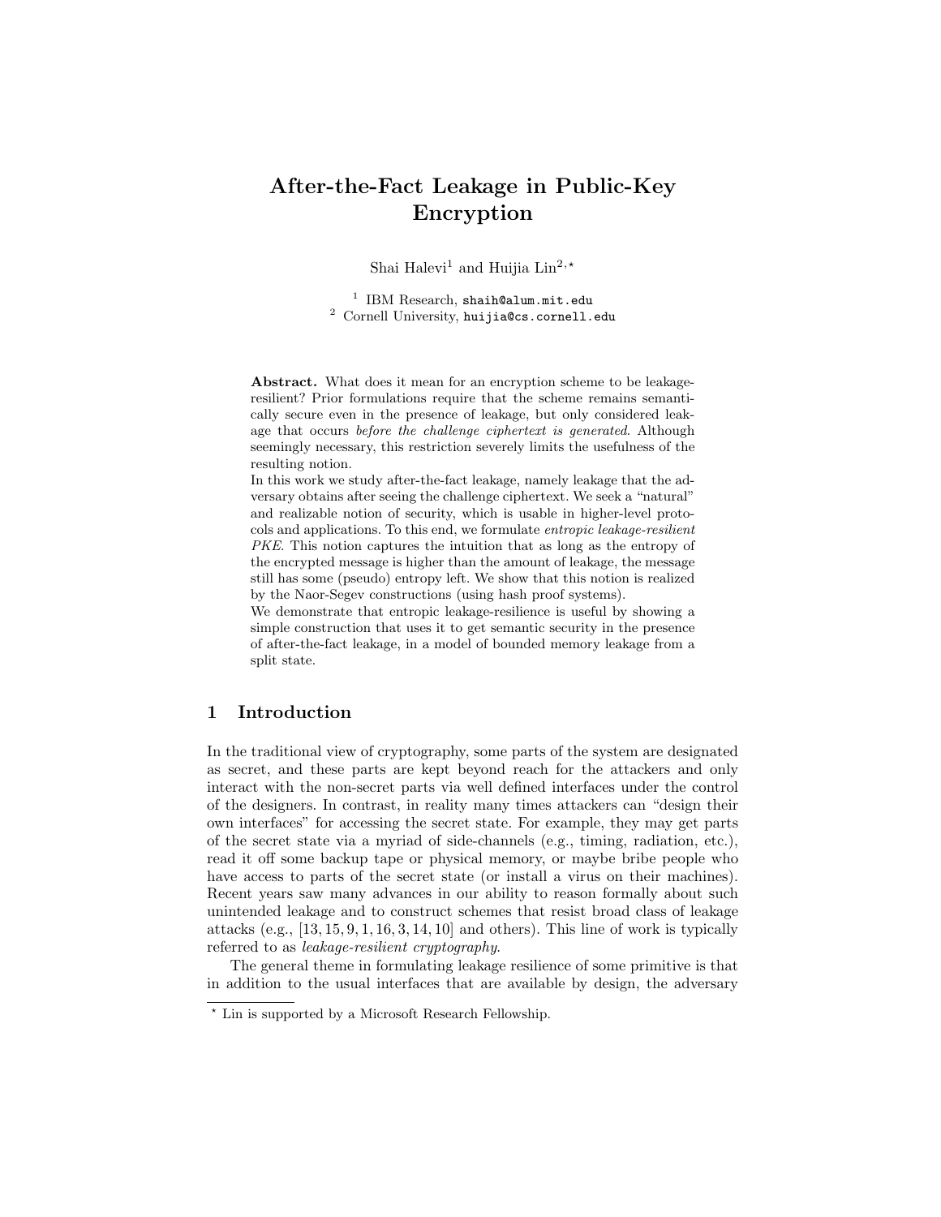# After-the-Fact Leakage in Public-Key Encryption

Shai Halevi[1] and Huijia Lin[2,⋆]

[1] IBM Research, shaih@alum.mit.edu
[2] Cornell University, huijia@cs.cornell.edu

**Abstract.** What does it mean for an encryption scheme to be leakage-resilient? Prior formulations require that the scheme remains semantically secure even in the presence of leakage, but only considered leakage that occurs *before the challenge ciphertext is generated*. Although seemingly necessary, this restriction severely limits the usefulness of the resulting notion.

In this work we study after-the-fact leakage, namely leakage that the adversary obtains after seeing the challenge ciphertext. We seek a "natural" and realizable notion of security, which is usable in higher-level protocols and applications. To this end, we formulate *entropic leakage-resilient PKE*. This notion captures the intuition that as long as the entropy of the encrypted message is higher than the amount of leakage, the message still has some (pseudo) entropy left. We show that this notion is realized by the Naor-Segev constructions (using hash proof systems).

We demonstrate that entropic leakage-resilience is useful by showing a simple construction that uses it to get semantic security in the presence of after-the-fact leakage, in a model of bounded memory leakage from a split state.

## 1 Introduction

In the traditional view of cryptography, some parts of the system are designated as secret, and these parts are kept beyond reach for the attackers and only interact with the non-secret parts via well defined interfaces under the control of the designers. In contrast, in reality many times attackers can "design their own interfaces" for accessing the secret state. For example, they may get parts of the secret state via a myriad of side-channels (e.g., timing, radiation, etc.), read it off some backup tape or physical memory, or maybe bribe people who have access to parts of the secret state (or install a virus on their machines). Recent years saw many advances in our ability to reason formally about such unintended leakage and to construct schemes that resist broad class of leakage attacks (e.g., [13, 15, 9, 1, 16, 3, 14, 10] and others). This line of work is typically referred to as *leakage-resilient cryptography*.

The general theme in formulating leakage resilience of some primitive is that in addition to the usual interfaces that are available by design, the adversary

⋆ Lin is supported by a Microsoft Research Fellowship.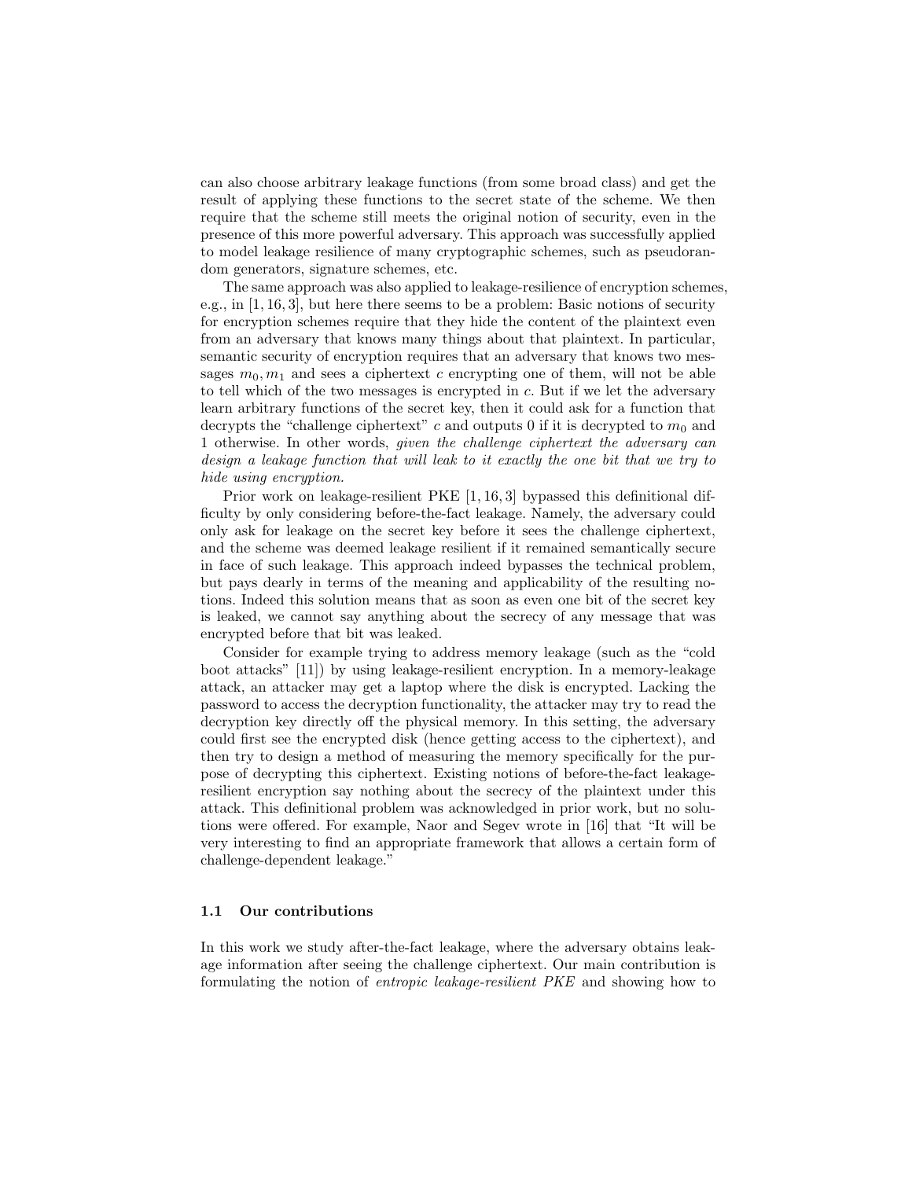can also choose arbitrary leakage functions (from some broad class) and get the result of applying these functions to the secret state of the scheme. We then require that the scheme still meets the original notion of security, even in the presence of this more powerful adversary. This approach was successfully applied to model leakage resilience of many cryptographic schemes, such as pseudorandom generators, signature schemes, etc.

The same approach was also applied to leakage-resilience of encryption schemes, e.g., in [1, 16, 3], but here there seems to be a problem: Basic notions of security for encryption schemes require that they hide the content of the plaintext even from an adversary that knows many things about that plaintext. In particular, semantic security of encryption requires that an adversary that knows two messages $m_0, m_1$ and sees a ciphertext $c$ encrypting one of them, will not be able to tell which of the two messages is encrypted in $c$. But if we let the adversary learn arbitrary functions of the secret key, then it could ask for a function that decrypts the "challenge ciphertext" $c$ and outputs 0 if it is decrypted to $m_0$ and 1 otherwise. In other words, *given the challenge ciphertext the adversary can design a leakage function that will leak to it exactly the one bit that we try to hide using encryption.*

Prior work on leakage-resilient PKE [1, 16, 3] bypassed this definitional difficulty by only considering before-the-fact leakage. Namely, the adversary could only ask for leakage on the secret key before it sees the challenge ciphertext, and the scheme was deemed leakage resilient if it remained semantically secure in face of such leakage. This approach indeed bypasses the technical problem, but pays dearly in terms of the meaning and applicability of the resulting notions. Indeed this solution means that as soon as even one bit of the secret key is leaked, we cannot say anything about the secrecy of any message that was encrypted before that bit was leaked.

Consider for example trying to address memory leakage (such as the "cold boot attacks" [11]) by using leakage-resilient encryption. In a memory-leakage attack, an attacker may get a laptop where the disk is encrypted. Lacking the password to access the decryption functionality, the attacker may try to read the decryption key directly off the physical memory. In this setting, the adversary could first see the encrypted disk (hence getting access to the ciphertext), and then try to design a method of measuring the memory specifically for the purpose of decrypting this ciphertext. Existing notions of before-the-fact leakage-resilient encryption say nothing about the secrecy of the plaintext under this attack. This definitional problem was acknowledged in prior work, but no solutions were offered. For example, Naor and Segev wrote in [16] that "It will be very interesting to find an appropriate framework that allows a certain form of challenge-dependent leakage."

### 1.1 Our contributions

In this work we study after-the-fact leakage, where the adversary obtains leakage information after seeing the challenge ciphertext. Our main contribution is formulating the notion of *entropic leakage-resilient PKE* and showing how to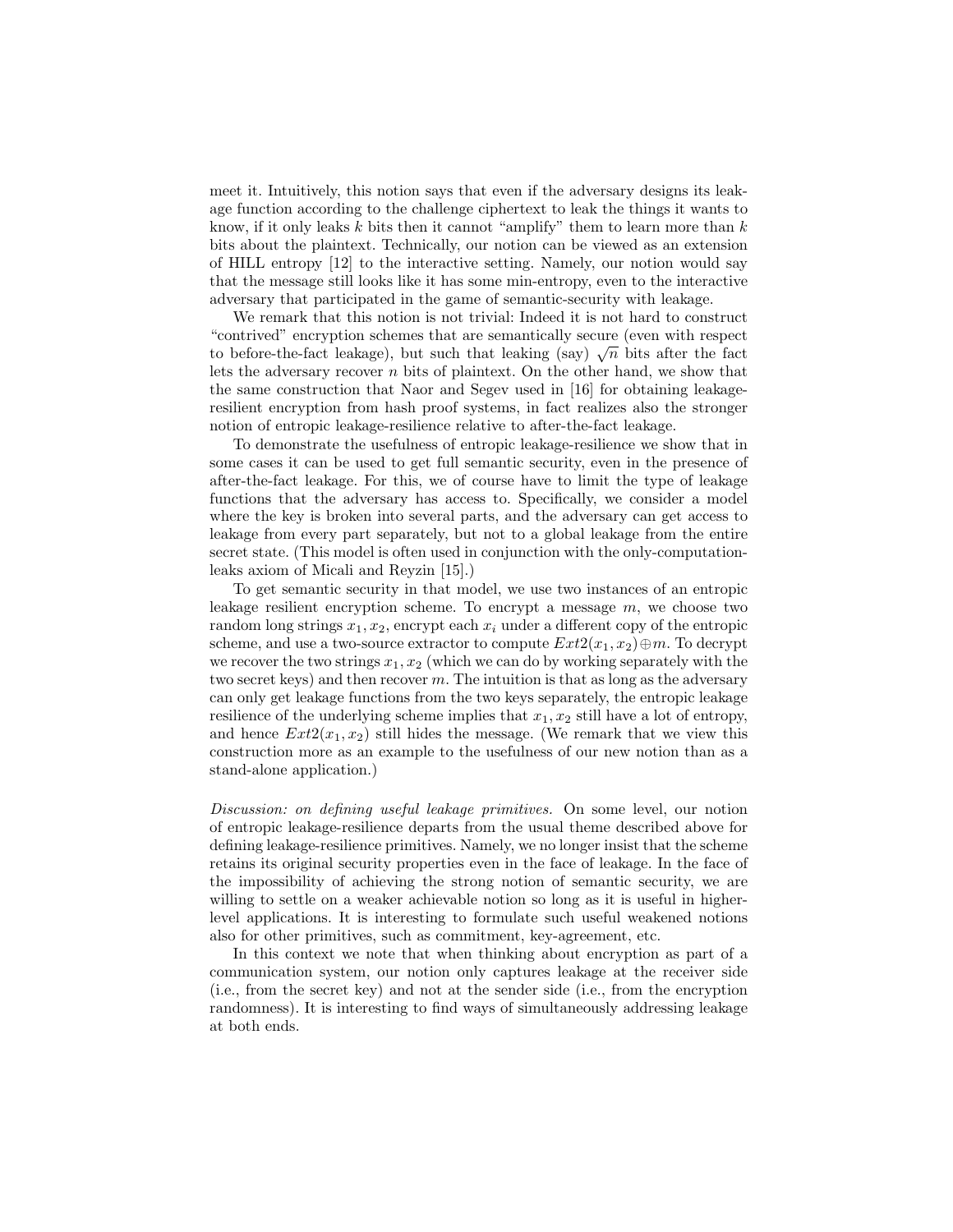meet it. Intuitively, this notion says that even if the adversary designs its leakage function according to the challenge ciphertext to leak the things it wants to know, if it only leaks $k$ bits then it cannot "amplify" them to learn more than $k$ bits about the plaintext. Technically, our notion can be viewed as an extension of HILL entropy [12] to the interactive setting. Namely, our notion would say that the message still looks like it has some min-entropy, even to the interactive adversary that participated in the game of semantic-security with leakage.

We remark that this notion is not trivial: Indeed it is not hard to construct "contrived" encryption schemes that are semantically secure (even with respect to before-the-fact leakage), but such that leaking (say) $\sqrt{n}$ bits after the fact lets the adversary recover $n$ bits of plaintext. On the other hand, we show that the same construction that Naor and Segev used in [16] for obtaining leakage-resilient encryption from hash proof systems, in fact realizes also the stronger notion of entropic leakage-resilience relative to after-the-fact leakage.

To demonstrate the usefulness of entropic leakage-resilience we show that in some cases it can be used to get full semantic security, even in the presence of after-the-fact leakage. For this, we of course have to limit the type of leakage functions that the adversary has access to. Specifically, we consider a model where the key is broken into several parts, and the adversary can get access to leakage from every part separately, but not to a global leakage from the entire secret state. (This model is often used in conjunction with the only-computation-leaks axiom of Micali and Reyzin [15].)

To get semantic security in that model, we use two instances of an entropic leakage resilient encryption scheme. To encrypt a message $m$, we choose two random long strings $x_1, x_2$, encrypt each $x_i$ under a different copy of the entropic scheme, and use a two-source extractor to compute $Ext2(x_1, x_2) \oplus m$. To decrypt we recover the two strings $x_1, x_2$ (which we can do by working separately with the two secret keys) and then recover $m$. The intuition is that as long as the adversary can only get leakage functions from the two keys separately, the entropic leakage resilience of the underlying scheme implies that $x_1, x_2$ still have a lot of entropy, and hence $Ext2(x_1, x_2)$ still hides the message. (We remark that we view this construction more as an example to the usefulness of our new notion than as a stand-alone application.)

*Discussion: on defining useful leakage primitives.* On some level, our notion of entropic leakage-resilience departs from the usual theme described above for defining leakage-resilience primitives. Namely, we no longer insist that the scheme retains its original security properties even in the face of leakage. In the face of the impossibility of achieving the strong notion of semantic security, we are willing to settle on a weaker achievable notion so long as it is useful in higher-level applications. It is interesting to formulate such useful weakened notions also for other primitives, such as commitment, key-agreement, etc.

In this context we note that when thinking about encryption as part of a communication system, our notion only captures leakage at the receiver side (i.e., from the secret key) and not at the sender side (i.e., from the encryption randomness). It is interesting to find ways of simultaneously addressing leakage at both ends.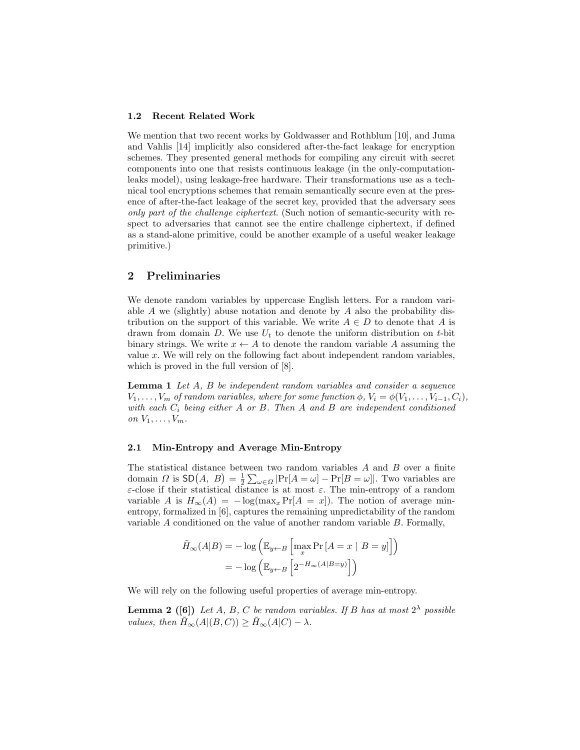### 1.2 Recent Related Work

We mention that two recent works by Goldwasser and Rothblum [10], and Juma and Vahlis [14] implicitly also considered after-the-fact leakage for encryption schemes. They presented general methods for compiling any circuit with secret components into one that resists continuous leakage (in the only-computation-leaks model), using leakage-free hardware. Their transformations use as a technical tool encryptions schemes that remain semantically secure even at the presence of after-the-fact leakage of the secret key, provided that the adversary sees *only part of the challenge ciphertext*. (Such notion of semantic-security with respect to adversaries that cannot see the entire challenge ciphertext, if defined as a stand-alone primitive, could be another example of a useful weaker leakage primitive.)

## 2 Preliminaries

We denote random variables by uppercase English letters. For a random variable $A$ we (slightly) abuse notation and denote by $A$ also the probability distribution on the support of this variable. We write $A \in D$ to denote that $A$ is drawn from domain $D$. We use $U_t$ to denote the uniform distribution on $t$-bit binary strings. We write $x \leftarrow A$ to denote the random variable $A$ assuming the value $x$. We will rely on the following fact about independent random variables, which is proved in the full version of [8].

**Lemma 1** *Let $A$, $B$ be independent random variables and consider a sequence $V_1, \ldots, V_m$ of random variables, where for some function $\phi$, $V_i = \phi(V_1, \ldots, V_{i-1}, C_i)$, with each $C_i$ being either $A$ or $B$. Then $A$ and $B$ are independent conditioned on $V_1, \ldots, V_m$.*

### 2.1 Min-Entropy and Average Min-Entropy

The statistical distance between two random variables $A$ and $B$ over a finite domain $\Omega$ is $\mathsf{SD}(A, B) = \frac{1}{2}\sum_{\omega \in \Omega} |\Pr[A = \omega] - \Pr[B = \omega]|$. Two variables are $\varepsilon$-close if their statistical distance is at most $\varepsilon$. The min-entropy of a random variable $A$ is $H_\infty(A) = -\log(\max_x \Pr[A = x])$. The notion of average min-entropy, formalized in [6], captures the remaining unpredictability of the random variable $A$ conditioned on the value of another random variable $B$. Formally,

$$
\begin{aligned}
\tilde{H}_\infty(A|B) &= -\log\left(\mathbb{E}_{y \leftarrow B}\left[\max_x \Pr\left[A = x \mid B = y\right]\right]\right) \\
&= -\log\left(\mathbb{E}_{y \leftarrow B}\left[2^{-H_\infty(A|B=y)}\right]\right)
\end{aligned}
$$

We will rely on the following useful properties of average min-entropy.

**Lemma 2 ([6])** *Let $A$, $B$, $C$ be random variables. If $B$ has at most $2^\lambda$ possible values, then $\tilde{H}_\infty(A|(B, C)) \geq \tilde{H}_\infty(A|C) - \lambda$.*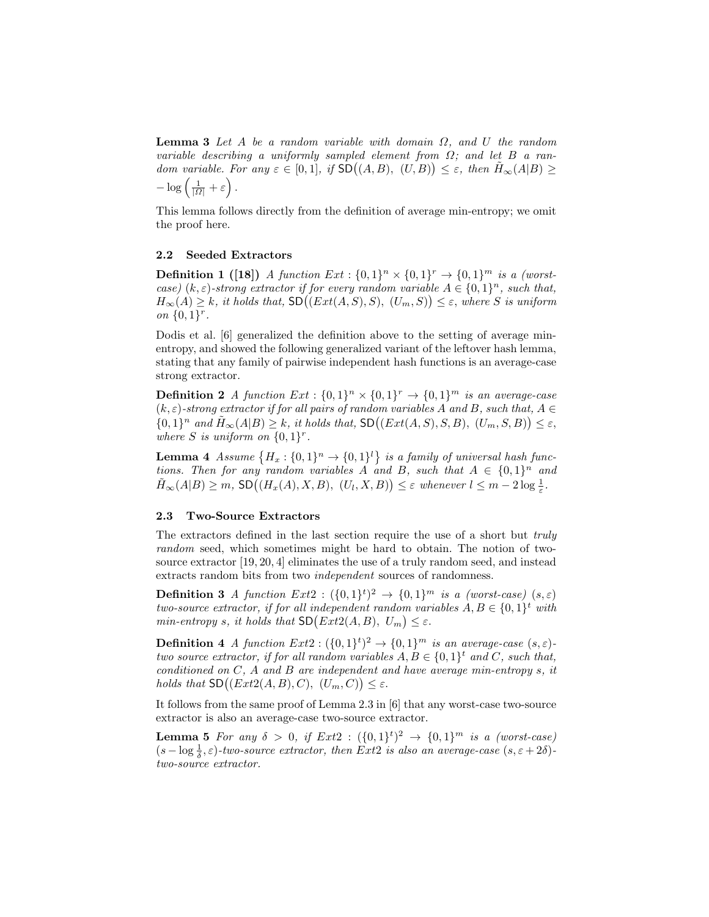**Lemma 3** *Let $A$ be a random variable with domain $\Omega$, and $U$ the random variable describing a uniformly sampled element from $\Omega$; and let $B$ a random variable. For any $\varepsilon \in [0,1]$, if $\mathsf{SD}\big((A,B),\ (U,B)\big) \leq \varepsilon$, then $\tilde{H}_\infty(A|B) \geq -\log\left(\frac{1}{|\Omega|} + \varepsilon\right)$.*

This lemma follows directly from the definition of average min-entropy; we omit the proof here.

### 2.2 Seeded Extractors

**Definition 1 ([18])** *A function $Ext : \{0,1\}^n \times \{0,1\}^r \to \{0,1\}^m$ is a (worst-case) $(k,\varepsilon)$-strong extractor if for every random variable $A \in \{0,1\}^n$, such that, $H_\infty(A) \geq k$, it holds that, $\mathsf{SD}\big((Ext(A,S),S),\ (U_m,S)\big) \leq \varepsilon$, where $S$ is uniform on $\{0,1\}^r$.*

Dodis et al. [6] generalized the definition above to the setting of average min-entropy, and showed the following generalized variant of the leftover hash lemma, stating that any family of pairwise independent hash functions is an average-case strong extractor.

**Definition 2** *A function $Ext : \{0,1\}^n \times \{0,1\}^r \to \{0,1\}^m$ is an average-case $(k,\varepsilon)$-strong extractor if for all pairs of random variables $A$ and $B$, such that, $A \in \{0,1\}^n$ and $\tilde{H}_\infty(A|B) \geq k$, it holds that, $\mathsf{SD}\big((Ext(A,S),S,B),\ (U_m,S,B)\big) \leq \varepsilon$, where $S$ is uniform on $\{0,1\}^r$.*

**Lemma 4** *Assume $\left\{H_x : \{0,1\}^n \to \{0,1\}^l\right\}$ is a family of universal hash functions. Then for any random variables $A$ and $B$, such that $A \in \{0,1\}^n$ and $\tilde{H}_\infty(A|B) \geq m$, $\mathsf{SD}\big((H_x(A),X,B),\ (U_l,X,B)\big) \leq \varepsilon$ whenever $l \leq m - 2\log\frac{1}{\varepsilon}$.*

### 2.3 Two-Source Extractors

The extractors defined in the last section require the use of a short but *truly random* seed, which sometimes might be hard to obtain. The notion of two-source extractor [19, 20, 4] eliminates the use of a truly random seed, and instead extracts random bits from two *independent* sources of randomness.

**Definition 3** *A function $Ext2 : (\{0,1\}^t)^2 \to \{0,1\}^m$ is a (worst-case) $(s,\varepsilon)$ two-source extractor, if for all independent random variables $A, B \in \{0,1\}^t$ with min-entropy $s$, it holds that $\mathsf{SD}\big(Ext2(A,B),\ U_m\big) \leq \varepsilon$.*

**Definition 4** *A function $Ext2 : (\{0,1\}^t)^2 \to \{0,1\}^m$ is an average-case $(s,\varepsilon)$-two source extractor, if for all random variables $A, B \in \{0,1\}^t$ and $C$, such that, conditioned on $C$, $A$ and $B$ are independent and have average min-entropy $s$, it holds that $\mathsf{SD}\big((Ext2(A,B),C),\ (U_m,C)\big) \leq \varepsilon$.*

It follows from the same proof of Lemma 2.3 in [6] that any worst-case two-source extractor is also an average-case two-source extractor.

**Lemma 5** *For any $\delta > 0$, if $Ext2 : (\{0,1\}^t)^2 \to \{0,1\}^m$ is a (worst-case) $(s - \log\frac{1}{\delta}, \varepsilon)$-two-source extractor, then $Ext2$ is also an average-case $(s, \varepsilon + 2\delta)$-two-source extractor.*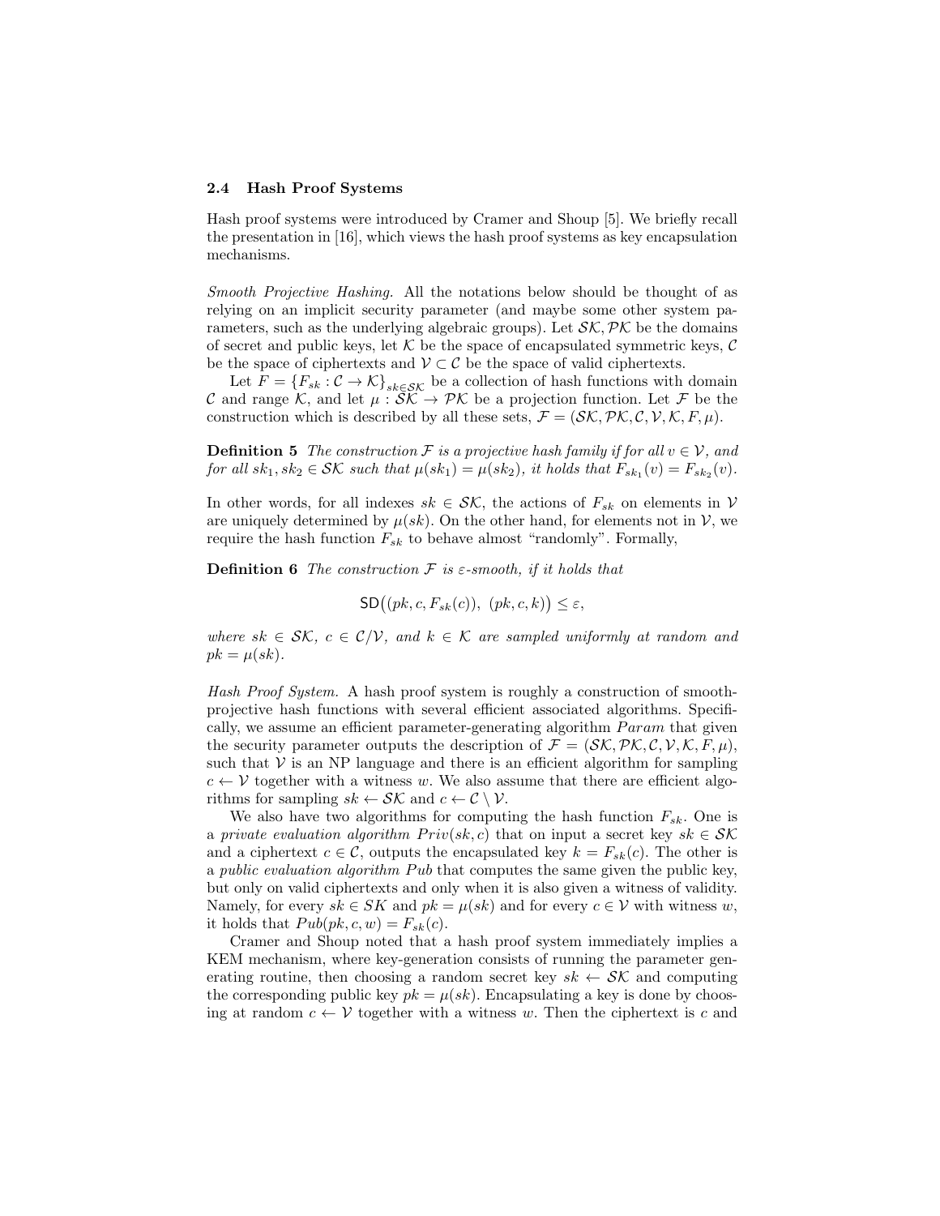### 2.4 Hash Proof Systems

Hash proof systems were introduced by Cramer and Shoup [5]. We briefly recall the presentation in [16], which views the hash proof systems as key encapsulation mechanisms.

*Smooth Projective Hashing.* All the notations below should be thought of as relying on an implicit security parameter (and maybe some other system parameters, such as the underlying algebraic groups). Let $\mathcal{SK}, \mathcal{PK}$ be the domains of secret and public keys, let $\mathcal{K}$ be the space of encapsulated symmetric keys, $\mathcal{C}$ be the space of ciphertexts and $\mathcal{V} \subset \mathcal{C}$ be the space of valid ciphertexts.

Let $F = \{F_{sk} : \mathcal{C} \to \mathcal{K}\}_{sk \in \mathcal{SK}}$ be a collection of hash functions with domain $\mathcal{C}$ and range $\mathcal{K}$, and let $\mu : \mathcal{SK} \to \mathcal{PK}$ be a projection function. Let $\mathcal{F}$ be the construction which is described by all these sets, $\mathcal{F} = (\mathcal{SK}, \mathcal{PK}, \mathcal{C}, \mathcal{V}, \mathcal{K}, F, \mu)$.

**Definition 5** *The construction $\mathcal{F}$ is a projective hash family if for all $v \in \mathcal{V}$, and for all $sk_1, sk_2 \in \mathcal{SK}$ such that $\mu(sk_1) = \mu(sk_2)$, it holds that $F_{sk_1}(v) = F_{sk_2}(v)$.*

In other words, for all indexes $sk \in \mathcal{SK}$, the actions of $F_{sk}$ on elements in $\mathcal{V}$ are uniquely determined by $\mu(sk)$. On the other hand, for elements not in $\mathcal{V}$, we require the hash function $F_{sk}$ to behave almost "randomly". Formally,

**Definition 6** *The construction $\mathcal{F}$ is $\varepsilon$-smooth, if it holds that*

$$\mathsf{SD}\big((pk, c, F_{sk}(c)),\ (pk, c, k)\big) \leq \varepsilon,$$

*where $sk \in \mathcal{SK}$, $c \in \mathcal{C}/\mathcal{V}$, and $k \in \mathcal{K}$ are sampled uniformly at random and $pk = \mu(sk)$.*

*Hash Proof System.* A hash proof system is roughly a construction of smooth-projective hash functions with several efficient associated algorithms. Specifically, we assume an efficient parameter-generating algorithm $Param$ that given the security parameter outputs the description of $\mathcal{F} = (\mathcal{SK}, \mathcal{PK}, \mathcal{C}, \mathcal{V}, \mathcal{K}, F, \mu)$, such that $\mathcal{V}$ is an NP language and there is an efficient algorithm for sampling $c \leftarrow \mathcal{V}$ together with a witness $w$. We also assume that there are efficient algorithms for sampling $sk \leftarrow \mathcal{SK}$ and $c \leftarrow \mathcal{C} \setminus \mathcal{V}$.

We also have two algorithms for computing the hash function $F_{sk}$. One is a *private evaluation algorithm* $Priv(sk, c)$ that on input a secret key $sk \in \mathcal{SK}$ and a ciphertext $c \in \mathcal{C}$, outputs the encapsulated key $k = F_{sk}(c)$. The other is a *public evaluation algorithm* $Pub$ that computes the same given the public key, but only on valid ciphertexts and only when it is also given a witness of validity. Namely, for every $sk \in SK$ and $pk = \mu(sk)$ and for every $c \in \mathcal{V}$ with witness $w$, it holds that $Pub(pk, c, w) = F_{sk}(c)$.

Cramer and Shoup noted that a hash proof system immediately implies a KEM mechanism, where key-generation consists of running the parameter generating routine, then choosing a random secret key $sk \leftarrow \mathcal{SK}$ and computing the corresponding public key $pk = \mu(sk)$. Encapsulating a key is done by choosing at random $c \leftarrow \mathcal{V}$ together with a witness $w$. Then the ciphertext is $c$ and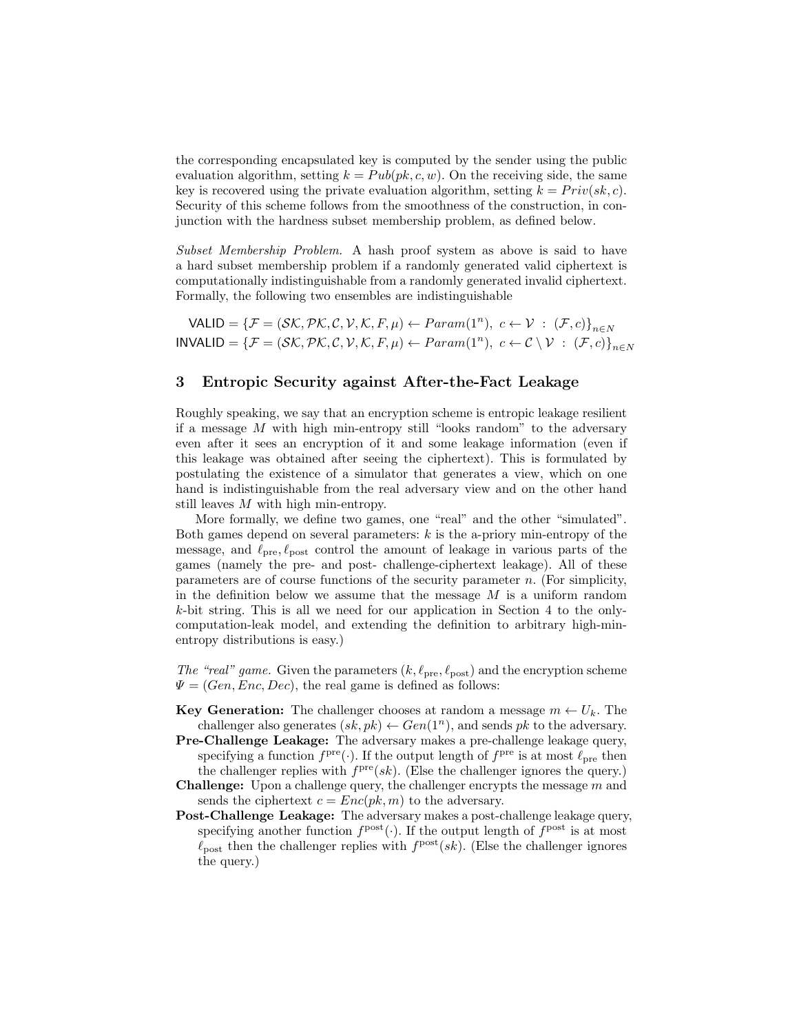the corresponding encapsulated key is computed by the sender using the public evaluation algorithm, setting $k = Pub(pk, c, w)$. On the receiving side, the same key is recovered using the private evaluation algorithm, setting $k = Priv(sk, c)$. Security of this scheme follows from the smoothness of the construction, in conjunction with the hardness subset membership problem, as defined below.

*Subset Membership Problem.* A hash proof system as above is said to have a hard subset membership problem if a randomly generated valid ciphertext is computationally indistinguishable from a randomly generated invalid ciphertext. Formally, the following two ensembles are indistinguishable

$$\mathsf{VALID} = \{\mathcal{F} = (\mathcal{SK}, \mathcal{PK}, \mathcal{C}, \mathcal{V}, \mathcal{K}, F, \mu) \leftarrow Param(1^n),\ c \leftarrow \mathcal{V}\ :\ (\mathcal{F}, c)\}_{n \in N}$$
$$\mathsf{INVALID} = \{\mathcal{F} = (\mathcal{SK}, \mathcal{PK}, \mathcal{C}, \mathcal{V}, \mathcal{K}, F, \mu) \leftarrow Param(1^n),\ c \leftarrow \mathcal{C} \setminus \mathcal{V}\ :\ (\mathcal{F}, c)\}_{n \in N}$$

## 3 Entropic Security against After-the-Fact Leakage

Roughly speaking, we say that an encryption scheme is entropic leakage resilient if a message $M$ with high min-entropy still "looks random" to the adversary even after it sees an encryption of it and some leakage information (even if this leakage was obtained after seeing the ciphertext). This is formulated by postulating the existence of a simulator that generates a view, which on one hand is indistinguishable from the real adversary view and on the other hand still leaves $M$ with high min-entropy.

More formally, we define two games, one "real" and the other "simulated". Both games depend on several parameters: $k$ is the a-priory min-entropy of the message, and $\ell_{\text{pre}}, \ell_{\text{post}}$ control the amount of leakage in various parts of the games (namely the pre- and post- challenge-ciphertext leakage). All of these parameters are of course functions of the security parameter $n$. (For simplicity, in the definition below we assume that the message $M$ is a uniform random $k$-bit string. This is all we need for our application in Section 4 to the only-computation-leak model, and extending the definition to arbitrary high-min-entropy distributions is easy.)

*The "real" game.* Given the parameters $(k, \ell_{\text{pre}}, \ell_{\text{post}})$ and the encryption scheme $\Psi = (Gen, Enc, Dec)$, the real game is defined as follows:

**Key Generation:** The challenger chooses at random a message $m \leftarrow U_k$. The challenger also generates $(sk, pk) \leftarrow Gen(1^n)$, and sends $pk$ to the adversary.

**Pre-Challenge Leakage:** The adversary makes a pre-challenge leakage query, specifying a function $f^{\text{pre}}(\cdot)$. If the output length of $f^{\text{pre}}$ is at most $\ell_{\text{pre}}$ then the challenger replies with $f^{\text{pre}}(sk)$. (Else the challenger ignores the query.)

**Challenge:** Upon a challenge query, the challenger encrypts the message $m$ and sends the ciphertext $c = Enc(pk, m)$ to the adversary.

**Post-Challenge Leakage:** The adversary makes a post-challenge leakage query, specifying another function $f^{\text{post}}(\cdot)$. If the output length of $f^{\text{post}}$ is at most $\ell_{\text{post}}$ then the challenger replies with $f^{\text{post}}(sk)$. (Else the challenger ignores the query.)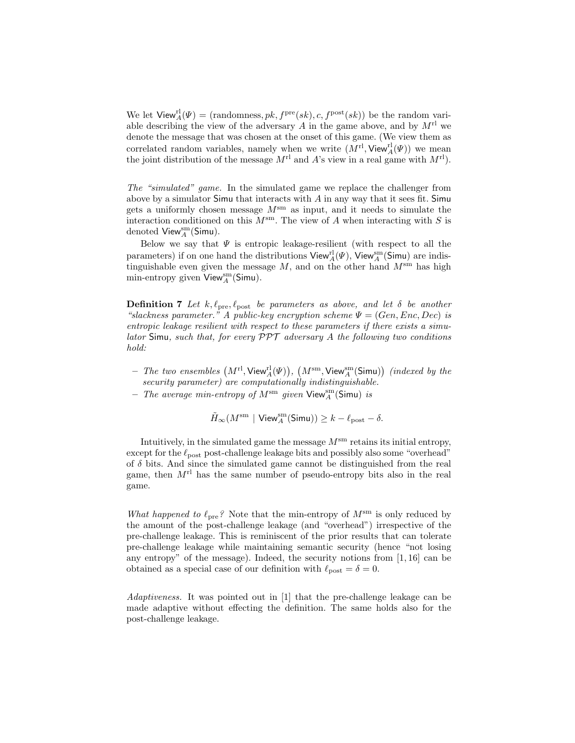We let $\mathsf{View}_A^{\rm rl}(\Psi) = (\text{randomness}, pk, f^{\rm pre}(sk), c, f^{\rm post}(sk))$ be the random variable describing the view of the adversary $A$ in the game above, and by $M^{\rm rl}$ we denote the message that was chosen at the onset of this game. (We view them as correlated random variables, namely when we write $(M^{\rm rl}, \mathsf{View}_A^{\rm rl}(\Psi))$ we mean the joint distribution of the message $M^{\rm rl}$ and $A$'s view in a real game with $M^{\rm rl}$).

*The "simulated" game.* In the simulated game we replace the challenger from above by a simulator $\mathsf{Simu}$ that interacts with $A$ in any way that it sees fit. $\mathsf{Simu}$ gets a uniformly chosen message $M^{\rm sm}$ as input, and it needs to simulate the interaction conditioned on this $M^{\rm sm}$. The view of $A$ when interacting with $S$ is denoted $\mathsf{View}_A^{\rm sm}(\mathsf{Simu})$.

Below we say that $\Psi$ is entropic leakage-resilient (with respect to all the parameters) if on one hand the distributions $\mathsf{View}_A^{\rm rl}(\Psi)$, $\mathsf{View}_A^{\rm sm}(\mathsf{Simu})$ are indistinguishable even given the message $M$, and on the other hand $M^{\rm sm}$ has high min-entropy given $\mathsf{View}_A^{\rm sm}(\mathsf{Simu})$.

**Definition 7** *Let $k, \ell_{\rm pre}, \ell_{\rm post}$ be parameters as above, and let $\delta$ be another "slackness parameter." A public-key encryption scheme $\Psi = (Gen, Enc, Dec)$ is entropic leakage resilient with respect to these parameters if there exists a simulator $\mathsf{Simu}$, such that, for every $\mathcal{PPT}$ adversary $A$ the following two conditions hold:*

- *The two ensembles $\left(M^{\rm rl}, \mathsf{View}_A^{\rm rl}(\Psi)\right)$, $\left(M^{\rm sm}, \mathsf{View}_A^{\rm sm}(\mathsf{Simu})\right)$ (indexed by the security parameter) are computationally indistinguishable.*
- *The average min-entropy of $M^{\rm sm}$ given $\mathsf{View}_A^{\rm sm}(\mathsf{Simu})$ is*

$$\tilde{H}_\infty(M^{\rm sm} \mid \mathsf{View}_A^{\rm sm}(\mathsf{Simu})) \geq k - \ell_{\rm post} - \delta.$$

Intuitively, in the simulated game the message $M^{\rm sm}$ retains its initial entropy, except for the $\ell_{\rm post}$ post-challenge leakage bits and possibly also some "overhead" of $\delta$ bits. And since the simulated game cannot be distinguished from the real game, then $M^{\rm rl}$ has the same number of pseudo-entropy bits also in the real game.

*What happened to $\ell_{\rm pre}$?* Note that the min-entropy of $M^{\rm sm}$ is only reduced by the amount of the post-challenge leakage (and "overhead") irrespective of the pre-challenge leakage. This is reminiscent of the prior results that can tolerate pre-challenge leakage while maintaining semantic security (hence "not losing any entropy" of the message). Indeed, the security notions from [1, 16] can be obtained as a special case of our definition with $\ell_{\rm post} = \delta = 0$.

*Adaptiveness.* It was pointed out in [1] that the pre-challenge leakage can be made adaptive without effecting the definition. The same holds also for the post-challenge leakage.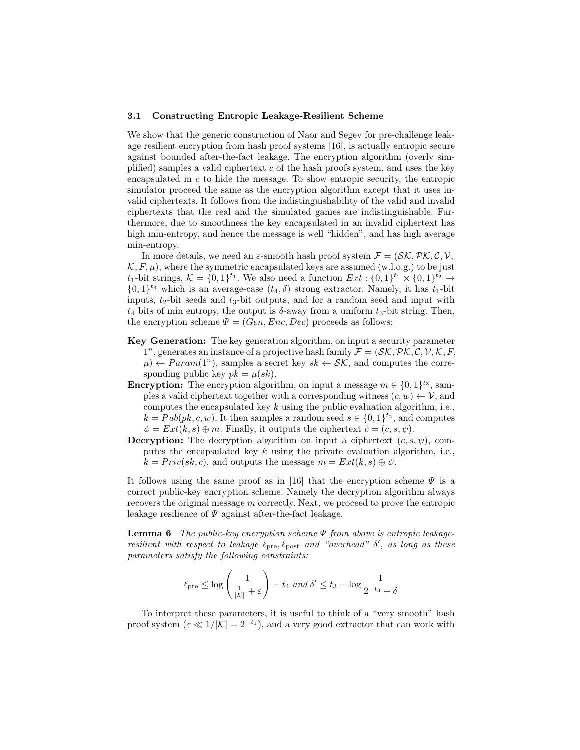### 3.1 Constructing Entropic Leakage-Resilient Scheme

We show that the generic construction of Naor and Segev for pre-challenge leakage resilient encryption from hash proof systems [16], is actually entropic secure against bounded after-the-fact leakage. The encryption algorithm (overly simplified) samples a valid ciphertext $c$ of the hash proofs system, and uses the key encapsulated in $c$ to hide the message. To show entropic security, the entropic simulator proceed the same as the encryption algorithm except that it uses invalid ciphertexts. It follows from the indistinguishability of the valid and invalid ciphertexts that the real and the simulated games are indistinguishable. Furthermore, due to smoothness the key encapsulated in an invalid ciphertext has high min-entropy, and hence the message is well "hidden", and has high average min-entropy.

In more details, we need an $\varepsilon$-smooth hash proof system $\mathcal{F} = (\mathcal{SK}, \mathcal{PK}, \mathcal{C}, \mathcal{V}, \mathcal{K}, F, \mu)$, where the symmetric encapsulated keys are assumed (w.l.o.g.) to be just $t_1$-bit strings, $\mathcal{K} = \{0,1\}^{t_1}$. We also need a function $Ext : \{0,1\}^{t_1} \times \{0,1\}^{t_2} \to \{0,1\}^{t_3}$ which is an average-case $(t_4, \delta)$ strong extractor. Namely, it has $t_1$-bit inputs, $t_2$-bit seeds and $t_3$-bit outputs, and for a random seed and input with $t_4$ bits of min entropy, the output is $\delta$-away from a uniform $t_3$-bit string. Then, the encryption scheme $\Psi = (Gen, Enc, Dec)$ proceeds as follows:

- **Key Generation:** The key generation algorithm, on input a security parameter $1^n$, generates an instance of a projective hash family $\mathcal{F} = (\mathcal{SK}, \mathcal{PK}, \mathcal{C}, \mathcal{V}, \mathcal{K}, F, \mu) \leftarrow Param(1^n)$, samples a secret key $sk \leftarrow \mathcal{SK}$, and computes the corresponding public key $pk = \mu(sk)$.
- **Encryption:** The encryption algorithm, on input a message $m \in \{0,1\}^{t_3}$, samples a valid ciphertext together with a corresponding witness $(c, w) \leftarrow \mathcal{V}$, and computes the encapsulated key $k$ using the public evaluation algorithm, i.e., $k = Pub(pk, c, w)$. It then samples a random seed $s \in \{0,1\}^{t_2}$, and computes $\psi = Ext(k, s) \oplus m$. Finally, it outputs the ciphertext $\hat{c} = (c, s, \psi)$.
- **Decryption:** The decryption algorithm on input a ciphertext $(c, s, \psi)$, computes the encapsulated key $k$ using the private evaluation algorithm, i.e., $k = Priv(sk, c)$, and outputs the message $m = Ext(k, s) \oplus \psi$.

It follows using the same proof as in [16] that the encryption scheme $\Psi$ is a correct public-key encryption scheme. Namely the decryption algorithm always recovers the original message $m$ correctly. Next, we proceed to prove the entropic leakage resilience of $\Psi$ against after-the-fact leakage.

**Lemma 6** *The public-key encryption scheme $\Psi$ from above is entropic leakage-resilient with respect to leakage $\ell_{\text{pre}}, \ell_{\text{post}}$ and "overhead" $\delta'$, as long as these parameters satisfy the following constraints:*

$$\ell_{\text{pre}} \leq \log\left(\frac{1}{\frac{1}{|\mathcal{K}|} + \varepsilon}\right) - t_4 \text{ and } \delta' \leq t_3 - \log\frac{1}{2^{-t_3} + \delta}$$

To interpret these parameters, it is useful to think of a "very smooth" hash proof system ($\varepsilon \ll 1/|\mathcal{K}| = 2^{-t_1}$), and a very good extractor that can work with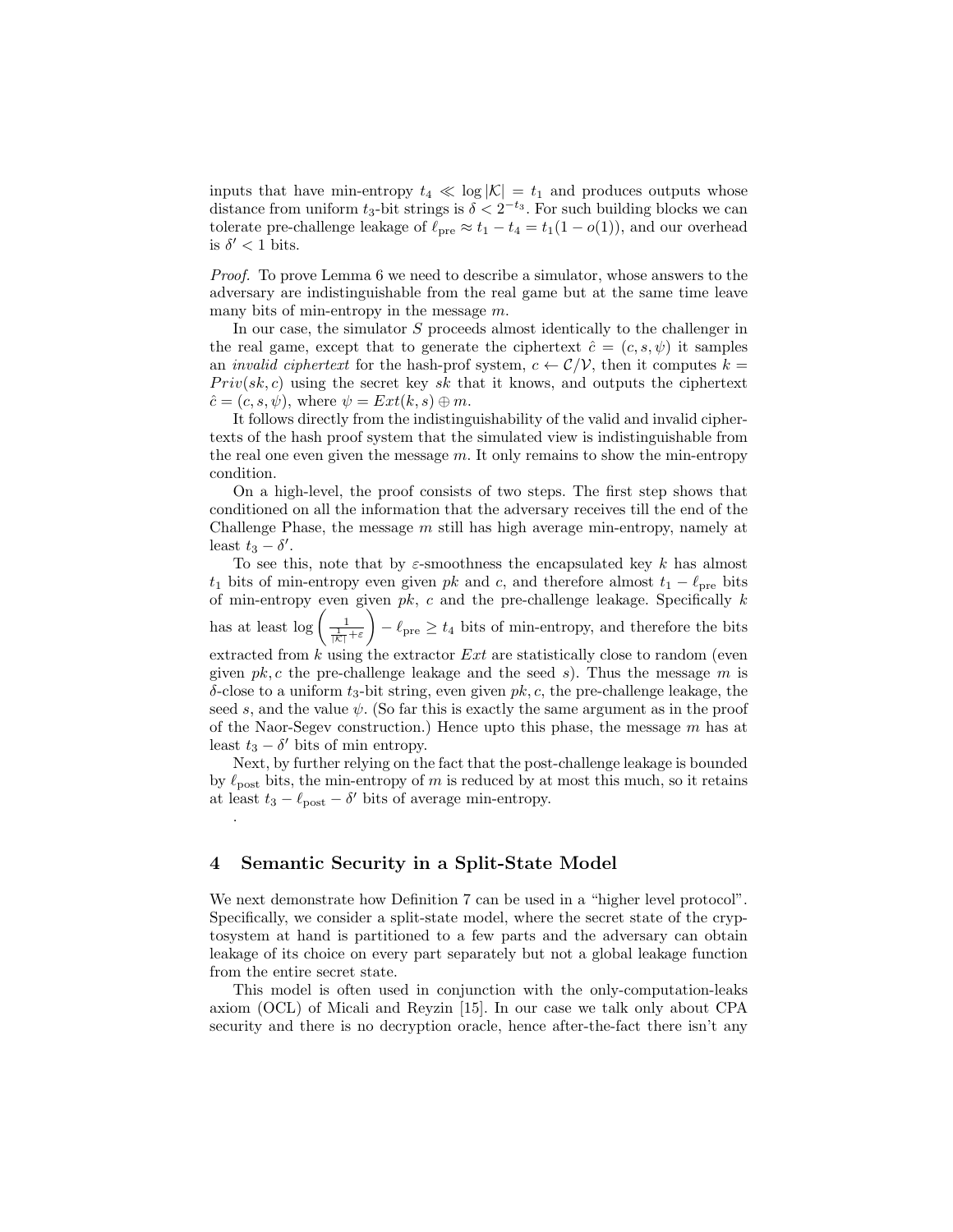inputs that have min-entropy $t_4 \ll \log|\mathcal{K}| = t_1$ and produces outputs whose distance from uniform $t_3$-bit strings is $\delta < 2^{-t_3}$. For such building blocks we can tolerate pre-challenge leakage of $\ell_{\rm pre} \approx t_1 - t_4 = t_1(1 - o(1))$, and our overhead is $\delta' < 1$ bits.

*Proof.* To prove Lemma 6 we need to describe a simulator, whose answers to the adversary are indistinguishable from the real game but at the same time leave many bits of min-entropy in the message $m$.

In our case, the simulator $S$ proceeds almost identically to the challenger in the real game, except that to generate the ciphertext $\hat{c} = (c, s, \psi)$ it samples an *invalid ciphertext* for the hash-prof system, $c \leftarrow \mathcal{C}/\mathcal{V}$, then it computes $k = Priv(sk, c)$ using the secret key $sk$ that it knows, and outputs the ciphertext $\hat{c} = (c, s, \psi)$, where $\psi = Ext(k, s) \oplus m$.

It follows directly from the indistinguishability of the valid and invalid ciphertexts of the hash proof system that the simulated view is indistinguishable from the real one even given the message $m$. It only remains to show the min-entropy condition.

On a high-level, the proof consists of two steps. The first step shows that conditioned on all the information that the adversary receives till the end of the Challenge Phase, the message $m$ still has high average min-entropy, namely at least $t_3 - \delta'$.

To see this, note that by $\varepsilon$-smoothness the encapsulated key $k$ has almost $t_1$ bits of min-entropy even given $pk$ and $c$, and therefore almost $t_1 - \ell_{\rm pre}$ bits of min-entropy even given $pk$, $c$ and the pre-challenge leakage. Specifically $k$ has at least $\log\left(\frac{1}{\frac{1}{|\mathcal{K}|}+\varepsilon}\right) - \ell_{\rm pre} \geq t_4$ bits of min-entropy, and therefore the bits extracted from $k$ using the extractor $Ext$ are statistically close to random (even given $pk, c$ the pre-challenge leakage and the seed $s$). Thus the message $m$ is $\delta$-close to a uniform $t_3$-bit string, even given $pk, c$, the pre-challenge leakage, the seed $s$, and the value $\psi$. (So far this is exactly the same argument as in the proof of the Naor-Segev construction.) Hence upto this phase, the message $m$ has at least $t_3 - \delta'$ bits of min entropy.

Next, by further relying on the fact that the post-challenge leakage is bounded by $\ell_{\rm post}$ bits, the min-entropy of $m$ is reduced by at most this much, so it retains at least $t_3 - \ell_{\rm post} - \delta'$ bits of average min-entropy.

.

## 4 Semantic Security in a Split-State Model

We next demonstrate how Definition 7 can be used in a "higher level protocol". Specifically, we consider a split-state model, where the secret state of the cryptosystem at hand is partitioned to a few parts and the adversary can obtain leakage of its choice on every part separately but not a global leakage function from the entire secret state.

This model is often used in conjunction with the only-computation-leaks axiom (OCL) of Micali and Reyzin [15]. In our case we talk only about CPA security and there is no decryption oracle, hence after-the-fact there isn't any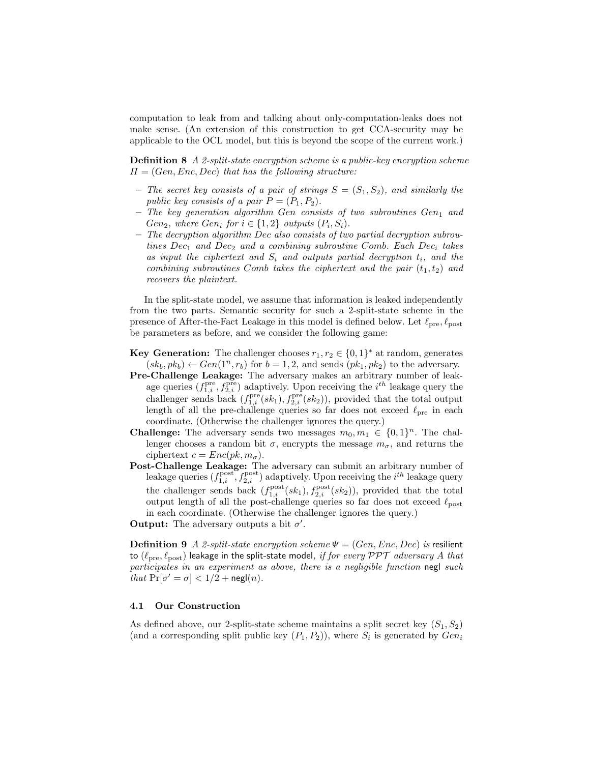computation to leak from and talking about only-computation-leaks does not make sense. (An extension of this construction to get CCA-security may be applicable to the OCL model, but this is beyond the scope of the current work.)

**Definition 8** *A 2-split-state encryption scheme is a public-key encryption scheme $\Pi = (Gen, Enc, Dec)$ that has the following structure:*

- *The secret key consists of a pair of strings $S = (S_1, S_2)$, and similarly the public key consists of a pair $P = (P_1, P_2)$.*
- *The key generation algorithm Gen consists of two subroutines $Gen_1$ and $Gen_2$, where $Gen_i$ for $i \in \{1, 2\}$ outputs $(P_i, S_i)$.*
- *The decryption algorithm Dec also consists of two partial decryption subroutines $Dec_1$ and $Dec_2$ and a combining subroutine Comb. Each $Dec_i$ takes as input the ciphertext and $S_i$ and outputs partial decryption $t_i$, and the combining subroutines Comb takes the ciphertext and the pair $(t_1, t_2)$ and recovers the plaintext.*

In the split-state model, we assume that information is leaked independently from the two parts. Semantic security for such a 2-split-state scheme in the presence of After-the-Fact Leakage in this model is defined below. Let $\ell_{\text{pre}}, \ell_{\text{post}}$ be parameters as before, and we consider the following game:

**Key Generation:** The challenger chooses $r_1, r_2 \in \{0, 1\}^*$ at random, generates $(sk_b, pk_b) \leftarrow Gen(1^n, r_b)$ for $b = 1, 2$, and sends $(pk_1, pk_2)$ to the adversary.

**Pre-Challenge Leakage:** The adversary makes an arbitrary number of leakage queries $(f_{1,i}^{\text{pre}}, f_{2,i}^{\text{pre}})$ adaptively. Upon receiving the $i^{th}$ leakage query the challenger sends back $(f_{1,i}^{\text{pre}}(sk_1), f_{2,i}^{\text{pre}}(sk_2))$, provided that the total output length of all the pre-challenge queries so far does not exceed $\ell_{\text{pre}}$ in each coordinate. (Otherwise the challenger ignores the query.)

**Challenge:** The adversary sends two messages $m_0, m_1 \in \{0, 1\}^n$. The challenger chooses a random bit $\sigma$, encrypts the message $m_\sigma$, and returns the ciphertext $c = Enc(pk, m_\sigma)$.

**Post-Challenge Leakage:** The adversary can submit an arbitrary number of leakage queries $(f_{1,i}^{\text{post}}, f_{2,i}^{\text{post}})$ adaptively. Upon receiving the $i^{th}$ leakage query the challenger sends back $(f_{1,i}^{\text{post}}(sk_1), f_{2,i}^{\text{post}}(sk_2))$, provided that the total output length of all the post-challenge queries so far does not exceed $\ell_{\text{post}}$ in each coordinate. (Otherwise the challenger ignores the query.)

**Output:** The adversary outputs a bit $\sigma'$.

**Definition 9** *A 2-split-state encryption scheme $\Psi = (Gen, Enc, Dec)$ is* resilient to $(\ell_{\text{pre}}, \ell_{\text{post}})$ leakage in the split-state model*, if for every $\mathcal{PPT}$ adversary $A$ that participates in an experiment as above, there is a negligible function* negl *such that $\Pr[\sigma' = \sigma] < 1/2 + \mathsf{negl}(n)$.*

### 4.1 Our Construction

As defined above, our 2-split-state scheme maintains a split secret key $(S_1, S_2)$ (and a corresponding split public key $(P_1, P_2)$), where $S_i$ is generated by $Gen_i$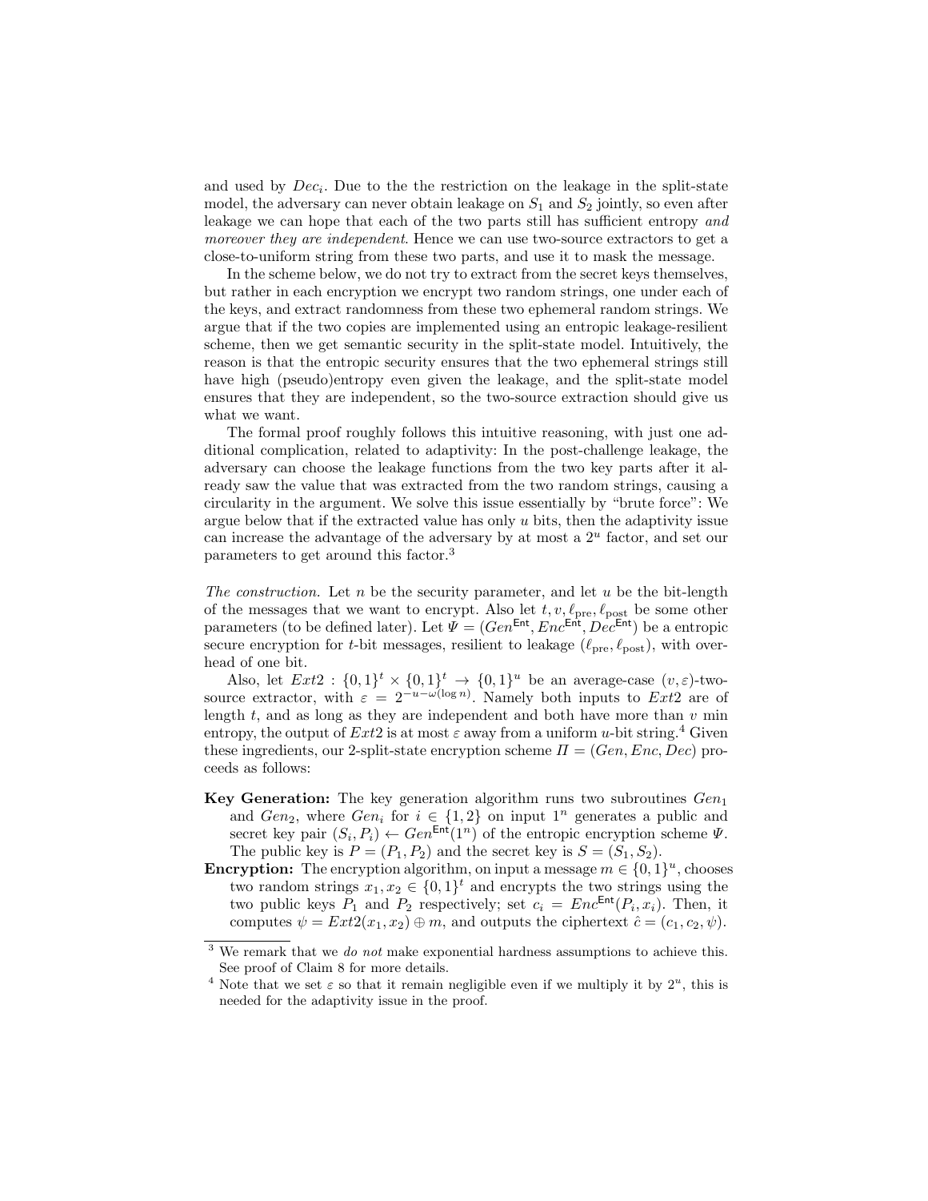and used by $Dec_i$. Due to the the restriction on the leakage in the split-state model, the adversary can never obtain leakage on $S_1$ and $S_2$ jointly, so even after leakage we can hope that each of the two parts still has sufficient entropy *and moreover they are independent*. Hence we can use two-source extractors to get a close-to-uniform string from these two parts, and use it to mask the message.

In the scheme below, we do not try to extract from the secret keys themselves, but rather in each encryption we encrypt two random strings, one under each of the keys, and extract randomness from these two ephemeral random strings. We argue that if the two copies are implemented using an entropic leakage-resilient scheme, then we get semantic security in the split-state model. Intuitively, the reason is that the entropic security ensures that the two ephemeral strings still have high (pseudo)entropy even given the leakage, and the split-state model ensures that they are independent, so the two-source extraction should give us what we want.

The formal proof roughly follows this intuitive reasoning, with just one additional complication, related to adaptivity: In the post-challenge leakage, the adversary can choose the leakage functions from the two key parts after it already saw the value that was extracted from the two random strings, causing a circularity in the argument. We solve this issue essentially by "brute force": We argue below that if the extracted value has only $u$ bits, then the adaptivity issue can increase the advantage of the adversary by at most a $2^u$ factor, and set our parameters to get around this factor.[3]

*The construction.* Let $n$ be the security parameter, and let $u$ be the bit-length of the messages that we want to encrypt. Also let $t, v, \ell_{\text{pre}}, \ell_{\text{post}}$ be some other parameters (to be defined later). Let $\Psi = (Gen^{\mathsf{Ent}}, Enc^{\mathsf{Ent}}, Dec^{\mathsf{Ent}})$ be a entropic secure encryption for $t$-bit messages, resilient to leakage $(\ell_{\text{pre}}, \ell_{\text{post}})$, with overhead of one bit.

Also, let $Ext2 : \{0,1\}^t \times \{0,1\}^t \to \{0,1\}^u$ be an average-case $(v, \varepsilon)$-two-source extractor, with $\varepsilon = 2^{-u-\omega(\log n)}$. Namely both inputs to $Ext2$ are of length $t$, and as long as they are independent and both have more than $v$ min entropy, the output of $Ext2$ is at most $\varepsilon$ away from a uniform $u$-bit string.[4] Given these ingredients, our 2-split-state encryption scheme $\Pi = (Gen, Enc, Dec)$ proceeds as follows:

- **Key Generation:** The key generation algorithm runs two subroutines $Gen_1$ and $Gen_2$, where $Gen_i$ for $i \in \{1, 2\}$ on input $1^n$ generates a public and secret key pair $(S_i, P_i) \leftarrow Gen^{\mathsf{Ent}}(1^n)$ of the entropic encryption scheme $\Psi$. The public key is $P = (P_1, P_2)$ and the secret key is $S = (S_1, S_2)$.
- **Encryption:** The encryption algorithm, on input a message $m \in \{0,1\}^u$, chooses two random strings $x_1, x_2 \in \{0,1\}^t$ and encrypts the two strings using the two public keys $P_1$ and $P_2$ respectively; set $c_i = Enc^{\mathsf{Ent}}(P_i, x_i)$. Then, it computes $\psi = Ext2(x_1, x_2) \oplus m$, and outputs the ciphertext $\hat{c} = (c_1, c_2, \psi)$.

[3] We remark that we *do not* make exponential hardness assumptions to achieve this. See proof of Claim 8 for more details.

[4] Note that we set $\varepsilon$ so that it remain negligible even if we multiply it by $2^u$, this is needed for the adaptivity issue in the proof.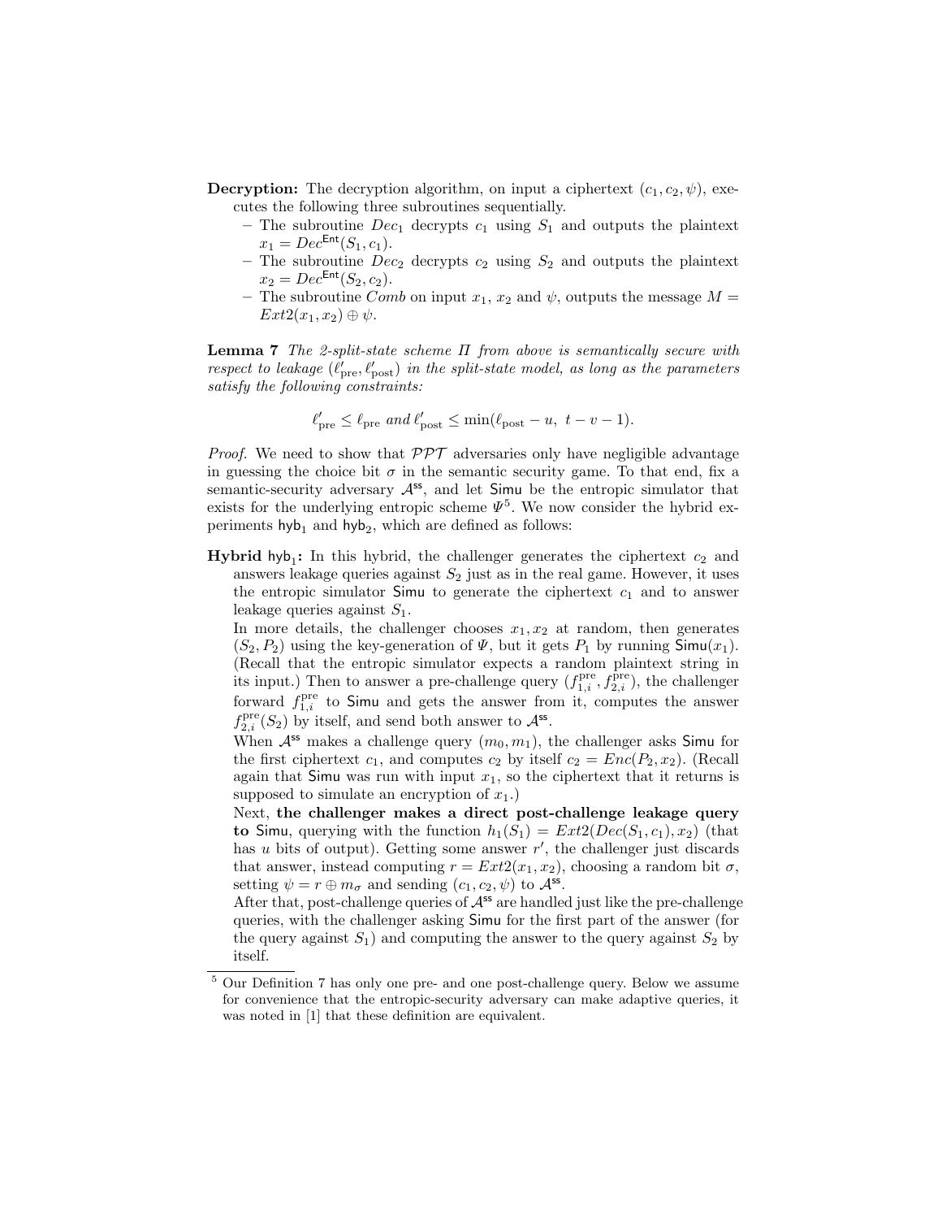**Decryption:** The decryption algorithm, on input a ciphertext $(c_1, c_2, \psi)$, executes the following three subroutines sequentially.

- The subroutine $Dec_1$ decrypts $c_1$ using $S_1$ and outputs the plaintext $x_1 = Dec^{\mathsf{Ent}}(S_1, c_1)$.
- The subroutine $Dec_2$ decrypts $c_2$ using $S_2$ and outputs the plaintext $x_2 = Dec^{\mathsf{Ent}}(S_2, c_2)$.
- The subroutine $Comb$ on input $x_1$, $x_2$ and $\psi$, outputs the message $M = Ext2(x_1, x_2) \oplus \psi$.

**Lemma 7** *The 2-split-state scheme $\Pi$ from above is semantically secure with respect to leakage $(\ell'_{\text{pre}}, \ell'_{\text{post}})$ in the split-state model, as long as the parameters satisfy the following constraints:*

$$\ell'_{\text{pre}} \leq \ell_{\text{pre}} \text{ and } \ell'_{\text{post}} \leq \min(\ell_{\text{post}} - u,\ t - v - 1).$$

*Proof.* We need to show that $\mathcal{PPT}$ adversaries only have negligible advantage in guessing the choice bit $\sigma$ in the semantic security game. To that end, fix a semantic-security adversary $\mathcal{A}^{\mathsf{ss}}$, and let $\mathsf{Simu}$ be the entropic simulator that exists for the underlying entropic scheme $\Psi$[5]. We now consider the hybrid experiments $\mathsf{hyb}_1$ and $\mathsf{hyb}_2$, which are defined as follows:

**Hybrid $\mathsf{hyb}_1$:** In this hybrid, the challenger generates the ciphertext $c_2$ and answers leakage queries against $S_2$ just as in the real game. However, it uses the entropic simulator $\mathsf{Simu}$ to generate the ciphertext $c_1$ and to answer leakage queries against $S_1$.

In more details, the challenger chooses $x_1, x_2$ at random, then generates $(S_2, P_2)$ using the key-generation of $\Psi$, but it gets $P_1$ by running $\mathsf{Simu}(x_1)$. (Recall that the entropic simulator expects a random plaintext string in its input.) Then to answer a pre-challenge query $(f^{\text{pre}}_{1,i}, f^{\text{pre}}_{2,i})$, the challenger forward $f^{\text{pre}}_{1,i}$ to $\mathsf{Simu}$ and gets the answer from it, computes the answer $f^{\text{pre}}_{2,i}(S_2)$ by itself, and send both answer to $\mathcal{A}^{\mathsf{ss}}$.

When $\mathcal{A}^{\mathsf{ss}}$ makes a challenge query $(m_0, m_1)$, the challenger asks $\mathsf{Simu}$ for the first ciphertext $c_1$, and computes $c_2$ by itself $c_2 = Enc(P_2, x_2)$. (Recall again that $\mathsf{Simu}$ was run with input $x_1$, so the ciphertext that it returns is supposed to simulate an encryption of $x_1$.)

Next, **the challenger makes a direct post-challenge leakage query to** $\mathsf{Simu}$, querying with the function $h_1(S_1) = Ext2(Dec(S_1, c_1), x_2)$ (that has $u$ bits of output). Getting some answer $r'$, the challenger just discards that answer, instead computing $r = Ext2(x_1, x_2)$, choosing a random bit $\sigma$, setting $\psi = r \oplus m_\sigma$ and sending $(c_1, c_2, \psi)$ to $\mathcal{A}^{\mathsf{ss}}$.

After that, post-challenge queries of $\mathcal{A}^{\mathsf{ss}}$ are handled just like the pre-challenge queries, with the challenger asking $\mathsf{Simu}$ for the first part of the answer (for the query against $S_1$) and computing the answer to the query against $S_2$ by itself.

[5] Our Definition 7 has only one pre- and one post-challenge query. Below we assume for convenience that the entropic-security adversary can make adaptive queries, it was noted in [1] that these definition are equivalent.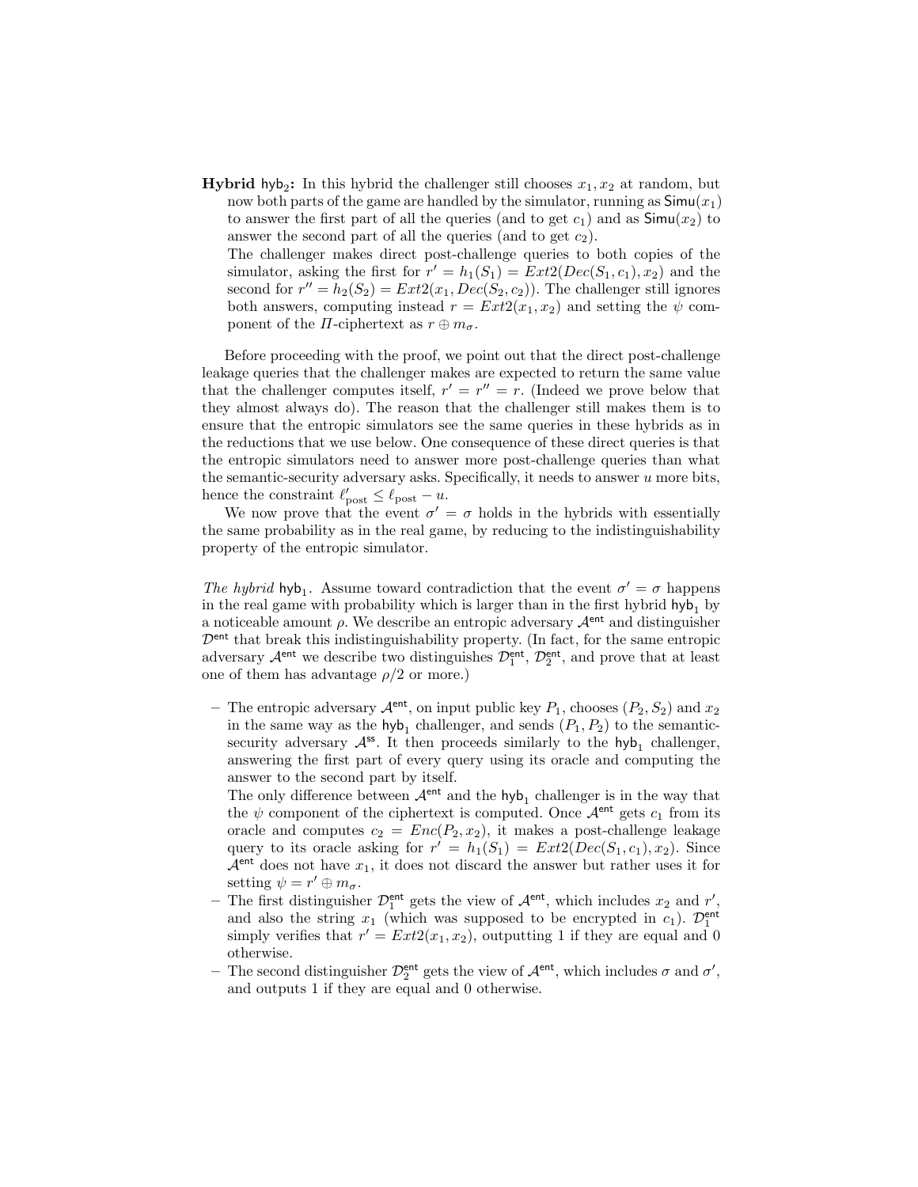**Hybrid $\mathsf{hyb}_2$:** In this hybrid the challenger still chooses $x_1, x_2$ at random, but now both parts of the game are handled by the simulator, running as $\mathsf{Simu}(x_1)$ to answer the first part of all the queries (and to get $c_1$) and as $\mathsf{Simu}(x_2)$ to answer the second part of all the queries (and to get $c_2$).
The challenger makes direct post-challenge queries to both copies of the simulator, asking the first for $r' = h_1(S_1) = Ext2(Dec(S_1, c_1), x_2)$ and the second for $r'' = h_2(S_2) = Ext2(x_1, Dec(S_2, c_2))$. The challenger still ignores both answers, computing instead $r = Ext2(x_1, x_2)$ and setting the $\psi$ component of the $\Pi$-ciphertext as $r \oplus m_\sigma$.

Before proceeding with the proof, we point out that the direct post-challenge leakage queries that the challenger makes are expected to return the same value that the challenger computes itself, $r' = r'' = r$. (Indeed we prove below that they almost always do). The reason that the challenger still makes them is to ensure that the entropic simulators see the same queries in these hybrids as in the reductions that we use below. One consequence of these direct queries is that the entropic simulators need to answer more post-challenge queries than what the semantic-security adversary asks. Specifically, it needs to answer $u$ more bits, hence the constraint $\ell'_{\text{post}} \leq \ell_{\text{post}} - u$.

We now prove that the event $\sigma' = \sigma$ holds in the hybrids with essentially the same probability as in the real game, by reducing to the indistinguishability property of the entropic simulator.

*The hybrid* $\mathsf{hyb}_1$. Assume toward contradiction that the event $\sigma' = \sigma$ happens in the real game with probability which is larger than in the first hybrid $\mathsf{hyb}_1$ by a noticeable amount $\rho$. We describe an entropic adversary $\mathcal{A}^{\mathsf{ent}}$ and distinguisher $\mathcal{D}^{\mathsf{ent}}$ that break this indistinguishability property. (In fact, for the same entropic adversary $\mathcal{A}^{\mathsf{ent}}$ we describe two distinguishes $\mathcal{D}_1^{\mathsf{ent}}, \mathcal{D}_2^{\mathsf{ent}}$, and prove that at least one of them has advantage $\rho/2$ or more.)

- The entropic adversary $\mathcal{A}^{\mathsf{ent}}$, on input public key $P_1$, chooses $(P_2, S_2)$ and $x_2$ in the same way as the $\mathsf{hyb}_1$ challenger, and sends $(P_1, P_2)$ to the semantic-security adversary $\mathcal{A}^{\mathsf{ss}}$. It then proceeds similarly to the $\mathsf{hyb}_1$ challenger, answering the first part of every query using its oracle and computing the answer to the second part by itself.
  The only difference between $\mathcal{A}^{\mathsf{ent}}$ and the $\mathsf{hyb}_1$ challenger is in the way that the $\psi$ component of the ciphertext is computed. Once $\mathcal{A}^{\mathsf{ent}}$ gets $c_1$ from its oracle and computes $c_2 = Enc(P_2, x_2)$, it makes a post-challenge leakage query to its oracle asking for $r' = h_1(S_1) = Ext2(Dec(S_1, c_1), x_2)$. Since $\mathcal{A}^{\mathsf{ent}}$ does not have $x_1$, it does not discard the answer but rather uses it for setting $\psi = r' \oplus m_\sigma$.
- The first distinguisher $\mathcal{D}_1^{\mathsf{ent}}$ gets the view of $\mathcal{A}^{\mathsf{ent}}$, which includes $x_2$ and $r'$, and also the string $x_1$ (which was supposed to be encrypted in $c_1$). $\mathcal{D}_1^{\mathsf{ent}}$ simply verifies that $r' = Ext2(x_1, x_2)$, outputting 1 if they are equal and 0 otherwise.
- The second distinguisher $\mathcal{D}_2^{\mathsf{ent}}$ gets the view of $\mathcal{A}^{\mathsf{ent}}$, which includes $\sigma$ and $\sigma'$, and outputs 1 if they are equal and 0 otherwise.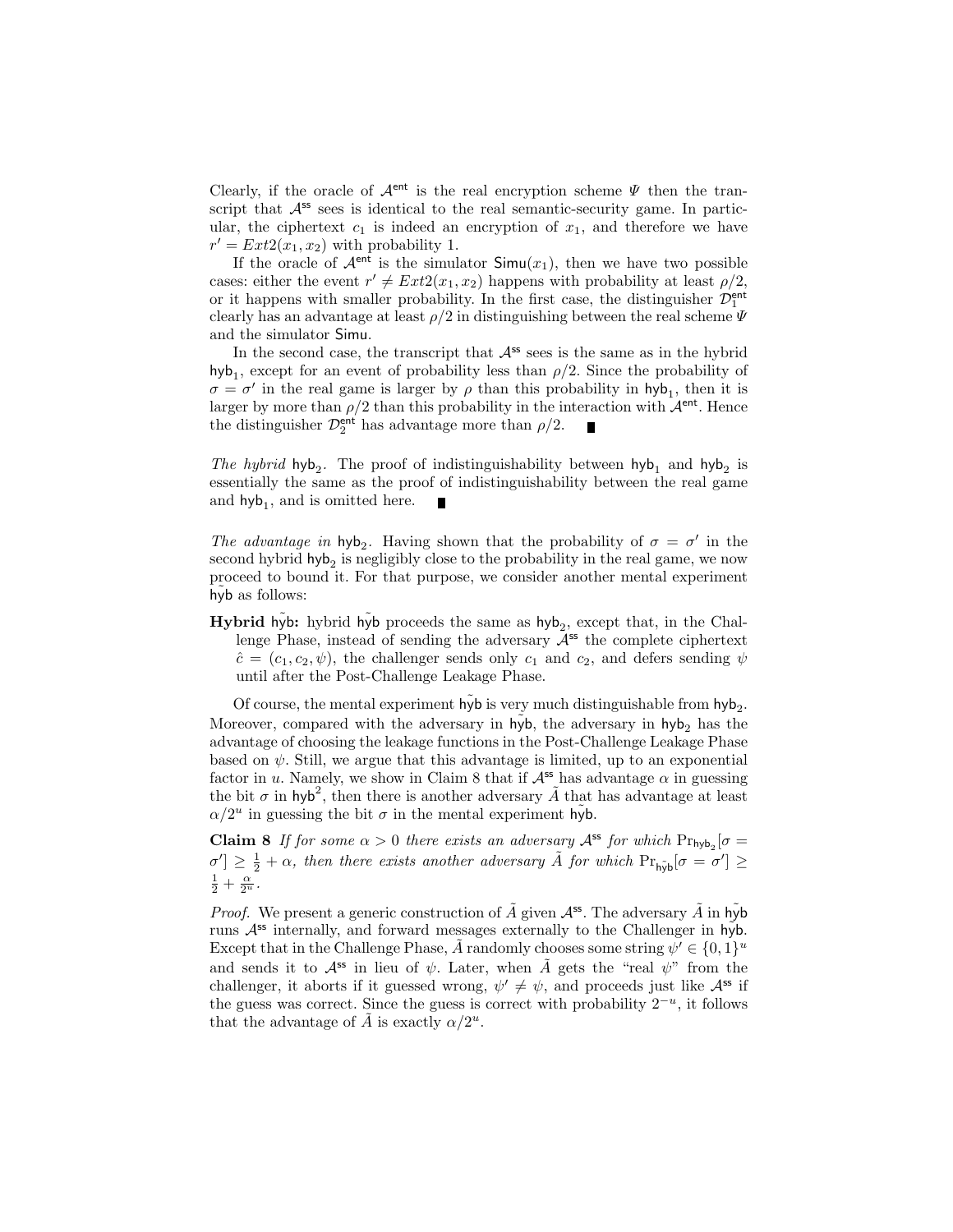Clearly, if the oracle of $\mathcal{A}^{\mathsf{ent}}$ is the real encryption scheme $\Psi$ then the transcript that $\mathcal{A}^{\mathsf{ss}}$ sees is identical to the real semantic-security game. In particular, the ciphertext $c_1$ is indeed an encryption of $x_1$, and therefore we have $r' = Ext2(x_1, x_2)$ with probability 1.

If the oracle of $\mathcal{A}^{\mathsf{ent}}$ is the simulator $\mathsf{Simu}(x_1)$, then we have two possible cases: either the event $r' \neq Ext2(x_1, x_2)$ happens with probability at least $\rho/2$, or it happens with smaller probability. In the first case, the distinguisher $\mathcal{D}_1^{\mathsf{ent}}$ clearly has an advantage at least $\rho/2$ in distinguishing between the real scheme $\Psi$ and the simulator $\mathsf{Simu}$.

In the second case, the transcript that $\mathcal{A}^{\mathsf{ss}}$ sees is the same as in the hybrid $\mathsf{hyb}_1$, except for an event of probability less than $\rho/2$. Since the probability of $\sigma = \sigma'$ in the real game is larger by $\rho$ than this probability in $\mathsf{hyb}_1$, then it is larger by more than $\rho/2$ than this probability in the interaction with $\mathcal{A}^{\mathsf{ent}}$. Hence the distinguisher $\mathcal{D}_2^{\mathsf{ent}}$ has advantage more than $\rho/2$. ∎

*The hybrid* $\mathsf{hyb}_2$. The proof of indistinguishability between $\mathsf{hyb}_1$ and $\mathsf{hyb}_2$ is essentially the same as the proof of indistinguishability between the real game and $\mathsf{hyb}_1$, and is omitted here. ∎

*The advantage in* $\mathsf{hyb}_2$. Having shown that the probability of $\sigma = \sigma'$ in the second hybrid $\mathsf{hyb}_2$ is negligibly close to the probability in the real game, we now proceed to bound it. For that purpose, we consider another mental experiment $\tilde{\mathsf{hyb}}$ as follows:

**Hybrid $\tilde{\mathsf{hyb}}$:** hybrid $\tilde{\mathsf{hyb}}$ proceeds the same as $\mathsf{hyb}_2$, except that, in the Challenge Phase, instead of sending the adversary $\mathcal{A}^{\mathsf{ss}}$ the complete ciphertext $\hat{c} = (c_1, c_2, \psi)$, the challenger sends only $c_1$ and $c_2$, and defers sending $\psi$ until after the Post-Challenge Leakage Phase.

Of course, the mental experiment $\tilde{\mathsf{hyb}}$ is very much distinguishable from $\mathsf{hyb}_2$. Moreover, compared with the adversary in $\tilde{\mathsf{hyb}}$, the adversary in $\mathsf{hyb}_2$ has the advantage of choosing the leakage functions in the Post-Challenge Leakage Phase based on $\psi$. Still, we argue that this advantage is limited, up to an exponential factor in $u$. Namely, we show in Claim 8 that if $\mathcal{A}^{\mathsf{ss}}$ has advantage $\alpha$ in guessing the bit $\sigma$ in $\mathsf{hyb}^2$, then there is another adversary $\tilde{A}$ that has advantage at least $\alpha/2^u$ in guessing the bit $\sigma$ in the mental experiment $\tilde{\mathsf{hyb}}$.

**Claim 8** *If for some $\alpha > 0$ there exists an adversary $\mathcal{A}^{\mathsf{ss}}$ for which $\Pr_{\mathsf{hyb}_2}[\sigma = \sigma'] \geq \frac{1}{2} + \alpha$, then there exists another adversary $\tilde{A}$ for which $\Pr_{\tilde{\mathsf{hyb}}}[\sigma = \sigma'] \geq \frac{1}{2} + \frac{\alpha}{2^u}$.*

*Proof.* We present a generic construction of $\tilde{A}$ given $\mathcal{A}^{\mathsf{ss}}$. The adversary $\tilde{A}$ in $\tilde{\mathsf{hyb}}$ runs $\mathcal{A}^{\mathsf{ss}}$ internally, and forward messages externally to the Challenger in $\tilde{\mathsf{hyb}}$. Except that in the Challenge Phase, $\tilde{A}$ randomly chooses some string $\psi' \in \{0,1\}^u$ and sends it to $\mathcal{A}^{\mathsf{ss}}$ in lieu of $\psi$. Later, when $\tilde{A}$ gets the "real $\psi$" from the challenger, it aborts if it guessed wrong, $\psi' \neq \psi$, and proceeds just like $\mathcal{A}^{\mathsf{ss}}$ if the guess was correct. Since the guess is correct with probability $2^{-u}$, it follows that the advantage of $\tilde{A}$ is exactly $\alpha/2^u$.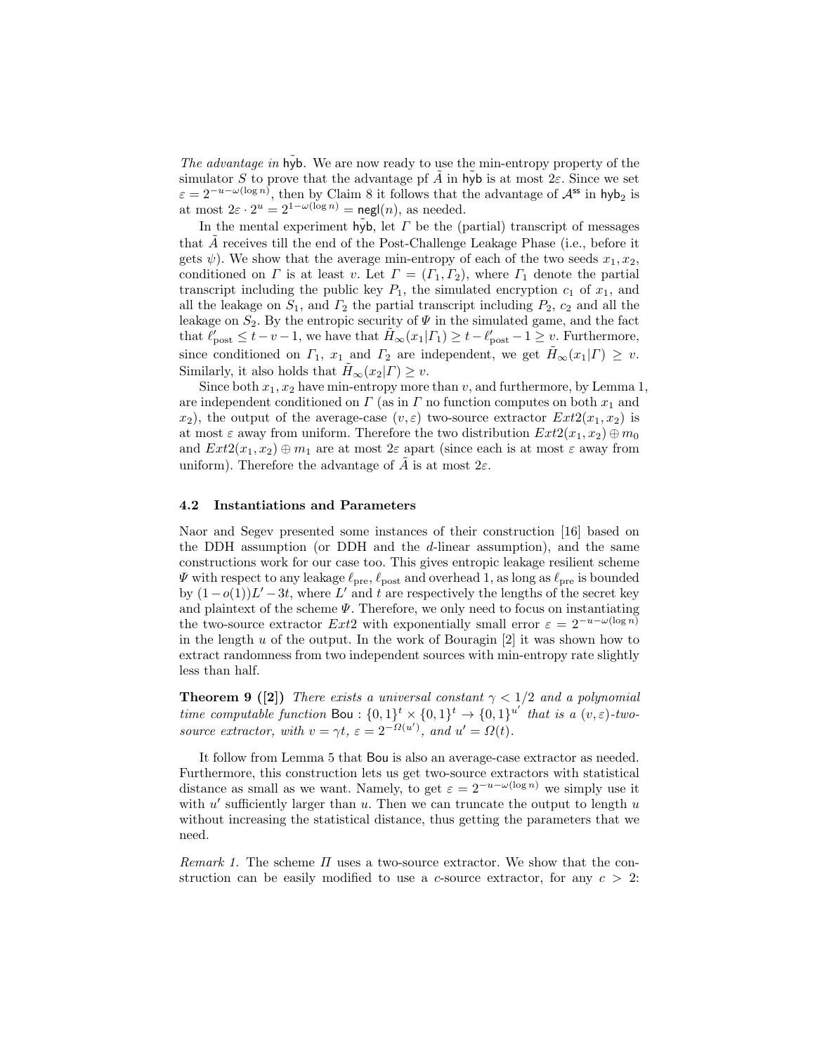*The advantage in* $\tilde{\mathsf{hyb}}$. We are now ready to use the min-entropy property of the simulator $S$ to prove that the advantage pf $\tilde{A}$ in $\tilde{\mathsf{hyb}}$ is at most $2\varepsilon$. Since we set $\varepsilon = 2^{-u-\omega(\log n)}$, then by Claim 8 it follows that the advantage of $\mathcal{A}^{\mathsf{ss}}$ in $\mathsf{hyb}_2$ is at most $2\varepsilon \cdot 2^u = 2^{1-\omega(\log n)} = \mathsf{negl}(n)$, as needed.

In the mental experiment $\tilde{\mathsf{hyb}}$, let $\Gamma$ be the (partial) transcript of messages that $\tilde{A}$ receives till the end of the Post-Challenge Leakage Phase (i.e., before it gets $\psi$). We show that the average min-entropy of each of the two seeds $x_1, x_2$, conditioned on $\Gamma$ is at least $v$. Let $\Gamma = (\Gamma_1, \Gamma_2)$, where $\Gamma_1$ denote the partial transcript including the public key $P_1$, the simulated encryption $c_1$ of $x_1$, and all the leakage on $S_1$, and $\Gamma_2$ the partial transcript including $P_2$, $c_2$ and all the leakage on $S_2$. By the entropic security of $\Psi$ in the simulated game, and the fact that $\ell'_{\text{post}} \le t - v - 1$, we have that $\tilde{H}_\infty(x_1|\Gamma_1) \ge t - \ell'_{\text{post}} - 1 \ge v$. Furthermore, since conditioned on $\Gamma_1$, $x_1$ and $\Gamma_2$ are independent, we get $\tilde{H}_\infty(x_1|\Gamma) \ge v$. Similarly, it also holds that $\tilde{H}_\infty(x_2|\Gamma) \ge v$.

Since both $x_1, x_2$ have min-entropy more than $v$, and furthermore, by Lemma 1, are independent conditioned on $\Gamma$ (as in $\Gamma$ no function computes on both $x_1$ and $x_2$), the output of the average-case $(v, \varepsilon)$ two-source extractor $Ext2(x_1, x_2)$ is at most $\varepsilon$ away from uniform. Therefore the two distribution $Ext2(x_1, x_2) \oplus m_0$ and $Ext2(x_1, x_2) \oplus m_1$ are at most $2\varepsilon$ apart (since each is at most $\varepsilon$ away from uniform). Therefore the advantage of $\tilde{A}$ is at most $2\varepsilon$.

### 4.2 Instantiations and Parameters

Naor and Segev presented some instances of their construction [16] based on the DDH assumption (or DDH and the $d$-linear assumption), and the same constructions work for our case too. This gives entropic leakage resilient scheme $\Psi$ with respect to any leakage $\ell_{\text{pre}}, \ell_{\text{post}}$ and overhead 1, as long as $\ell_{\text{pre}}$ is bounded by $(1 - o(1))L' - 3t$, where $L'$ and $t$ are respectively the lengths of the secret key and plaintext of the scheme $\Psi$. Therefore, we only need to focus on instantiating the two-source extractor $Ext2$ with exponentially small error $\varepsilon = 2^{-u-\omega(\log n)}$ in the length $u$ of the output. In the work of Bouragin [2] it was shown how to extract randomness from two independent sources with min-entropy rate slightly less than half.

**Theorem 9 ([2])** *There exists a universal constant $\gamma < 1/2$ and a polynomial time computable function $\mathsf{Bou} : \{0,1\}^t \times \{0,1\}^t \to \{0,1\}^{u'}$ that is a $(v, \varepsilon)$-two-source extractor, with $v = \gamma t$, $\varepsilon = 2^{-\Omega(u')}$, and $u' = \Omega(t)$.*

It follow from Lemma 5 that $\mathsf{Bou}$ is also an average-case extractor as needed. Furthermore, this construction lets us get two-source extractors with statistical distance as small as we want. Namely, to get $\varepsilon = 2^{-u-\omega(\log n)}$ we simply use it with $u'$ sufficiently larger than $u$. Then we can truncate the output to length $u$ without increasing the statistical distance, thus getting the parameters that we need.

*Remark 1.* The scheme $\Pi$ uses a two-source extractor. We show that the construction can be easily modified to use a $c$-source extractor, for any $c > 2$: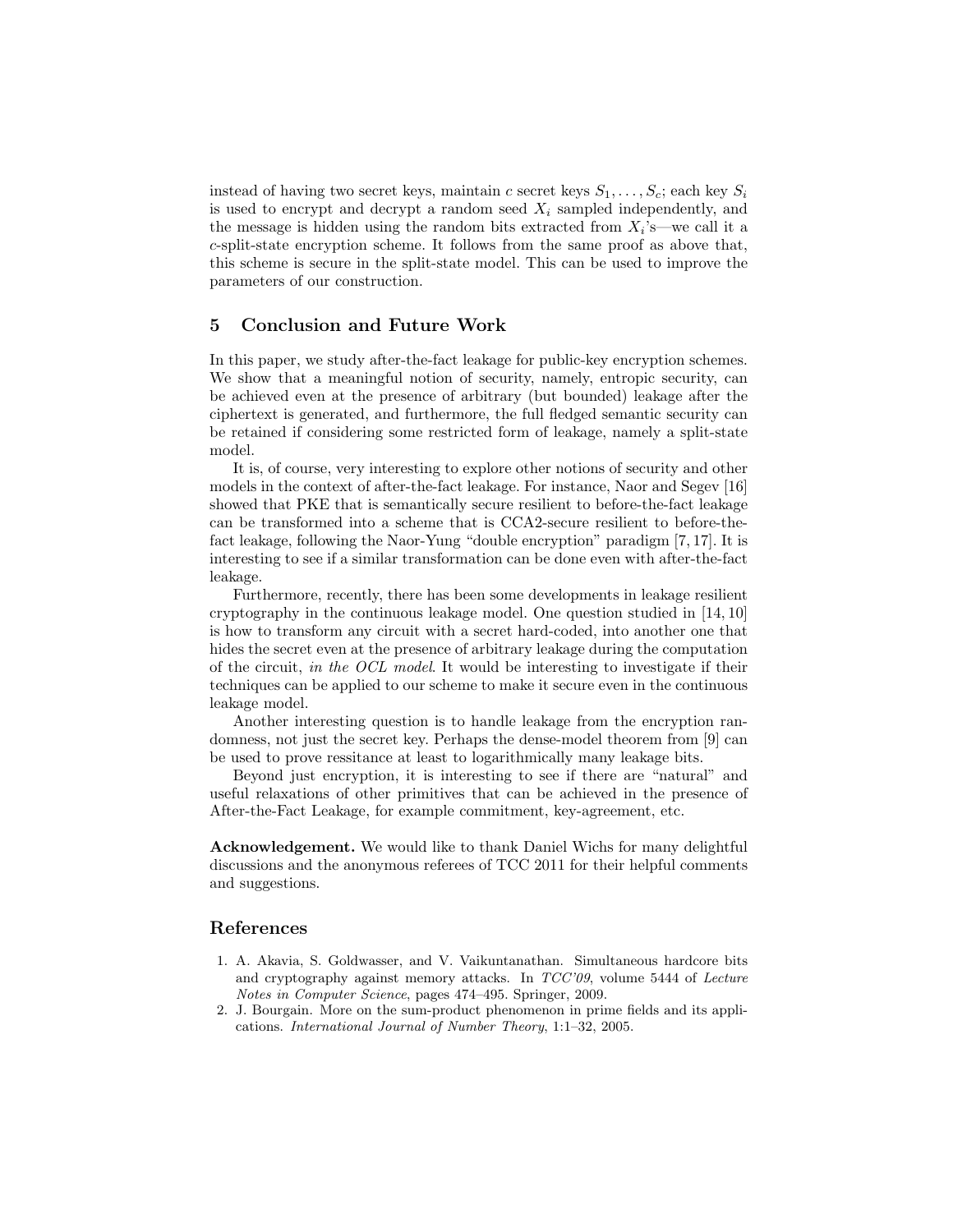instead of having two secret keys, maintain $c$ secret keys $S_1, \ldots, S_c$; each key $S_i$ is used to encrypt and decrypt a random seed $X_i$ sampled independently, and the message is hidden using the random bits extracted from $X_i$'s—we call it a $c$-split-state encryption scheme. It follows from the same proof as above that, this scheme is secure in the split-state model. This can be used to improve the parameters of our construction.

## 5 Conclusion and Future Work

In this paper, we study after-the-fact leakage for public-key encryption schemes. We show that a meaningful notion of security, namely, entropic security, can be achieved even at the presence of arbitrary (but bounded) leakage after the ciphertext is generated, and furthermore, the full fledged semantic security can be retained if considering some restricted form of leakage, namely a split-state model.

It is, of course, very interesting to explore other notions of security and other models in the context of after-the-fact leakage. For instance, Naor and Segev [16] showed that PKE that is semantically secure resilient to before-the-fact leakage can be transformed into a scheme that is CCA2-secure resilient to before-the-fact leakage, following the Naor-Yung "double encryption" paradigm [7, 17]. It is interesting to see if a similar transformation can be done even with after-the-fact leakage.

Furthermore, recently, there has been some developments in leakage resilient cryptography in the continuous leakage model. One question studied in [14, 10] is how to transform any circuit with a secret hard-coded, into another one that hides the secret even at the presence of arbitrary leakage during the computation of the circuit, *in the OCL model*. It would be interesting to investigate if their techniques can be applied to our scheme to make it secure even in the continuous leakage model.

Another interesting question is to handle leakage from the encryption randomness, not just the secret key. Perhaps the dense-model theorem from [9] can be used to prove ressitance at least to logarithmically many leakage bits.

Beyond just encryption, it is interesting to see if there are "natural" and useful relaxations of other primitives that can be achieved in the presence of After-the-Fact Leakage, for example commitment, key-agreement, etc.

**Acknowledgement.** We would like to thank Daniel Wichs for many delightful discussions and the anonymous referees of TCC 2011 for their helpful comments and suggestions.

## References

1. A. Akavia, S. Goldwasser, and V. Vaikuntanathan. Simultaneous hardcore bits and cryptography against memory attacks. In *TCC'09*, volume 5444 of *Lecture Notes in Computer Science*, pages 474–495. Springer, 2009.
2. J. Bourgain. More on the sum-product phenomenon in prime fields and its applications. *International Journal of Number Theory*, 1:1–32, 2005.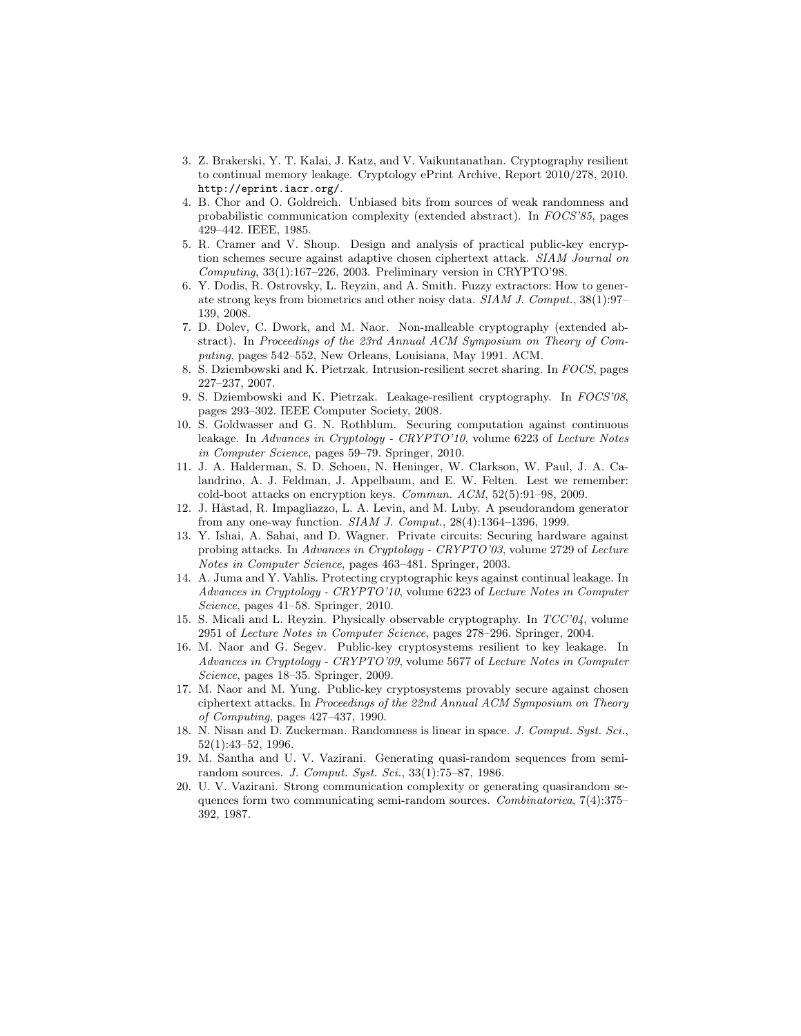3. Z. Brakerski, Y. T. Kalai, J. Katz, and V. Vaikuntanathan. Cryptography resilient to continual memory leakage. Cryptology ePrint Archive, Report 2010/278, 2010. `http://eprint.iacr.org/`.
4. B. Chor and O. Goldreich. Unbiased bits from sources of weak randomness and probabilistic communication complexity (extended abstract). In *FOCS'85*, pages 429–442. IEEE, 1985.
5. R. Cramer and V. Shoup. Design and analysis of practical public-key encryption schemes secure against adaptive chosen ciphertext attack. *SIAM Journal on Computing*, 33(1):167–226, 2003. Preliminary version in CRYPTO'98.
6. Y. Dodis, R. Ostrovsky, L. Reyzin, and A. Smith. Fuzzy extractors: How to generate strong keys from biometrics and other noisy data. *SIAM J. Comput.*, 38(1):97–139, 2008.
7. D. Dolev, C. Dwork, and M. Naor. Non-malleable cryptography (extended abstract). In *Proceedings of the 23rd Annual ACM Symposium on Theory of Computing*, pages 542–552, New Orleans, Louisiana, May 1991. ACM.
8. S. Dziembowski and K. Pietrzak. Intrusion-resilient secret sharing. In *FOCS*, pages 227–237, 2007.
9. S. Dziembowski and K. Pietrzak. Leakage-resilient cryptography. In *FOCS'08*, pages 293–302. IEEE Computer Society, 2008.
10. S. Goldwasser and G. N. Rothblum. Securing computation against continuous leakage. In *Advances in Cryptology - CRYPTO'10*, volume 6223 of *Lecture Notes in Computer Science*, pages 59–79. Springer, 2010.
11. J. A. Halderman, S. D. Schoen, N. Heninger, W. Clarkson, W. Paul, J. A. Calandrino, A. J. Feldman, J. Appelbaum, and E. W. Felten. Lest we remember: cold-boot attacks on encryption keys. *Commun. ACM*, 52(5):91–98, 2009.
12. J. Håstad, R. Impagliazzo, L. A. Levin, and M. Luby. A pseudorandom generator from any one-way function. *SIAM J. Comput.*, 28(4):1364–1396, 1999.
13. Y. Ishai, A. Sahai, and D. Wagner. Private circuits: Securing hardware against probing attacks. In *Advances in Cryptology - CRYPTO'03*, volume 2729 of *Lecture Notes in Computer Science*, pages 463–481. Springer, 2003.
14. A. Juma and Y. Vahlis. Protecting cryptographic keys against continual leakage. In *Advances in Cryptology - CRYPTO'10*, volume 6223 of *Lecture Notes in Computer Science*, pages 41–58. Springer, 2010.
15. S. Micali and L. Reyzin. Physically observable cryptography. In *TCC'04*, volume 2951 of *Lecture Notes in Computer Science*, pages 278–296. Springer, 2004.
16. M. Naor and G. Segev. Public-key cryptosystems resilient to key leakage. In *Advances in Cryptology - CRYPTO'09*, volume 5677 of *Lecture Notes in Computer Science*, pages 18–35. Springer, 2009.
17. M. Naor and M. Yung. Public-key cryptosystems provably secure against chosen ciphertext attacks. In *Proceedings of the 22nd Annual ACM Symposium on Theory of Computing*, pages 427–437, 1990.
18. N. Nisan and D. Zuckerman. Randomness is linear in space. *J. Comput. Syst. Sci.*, 52(1):43–52, 1996.
19. M. Santha and U. V. Vazirani. Generating quasi-random sequences from semi-random sources. *J. Comput. Syst. Sci.*, 33(1):75–87, 1986.
20. U. V. Vazirani. Strong communication complexity or generating quasirandom sequences form two communicating semi-random sources. *Combinatorica*, 7(4):375–392, 1987.